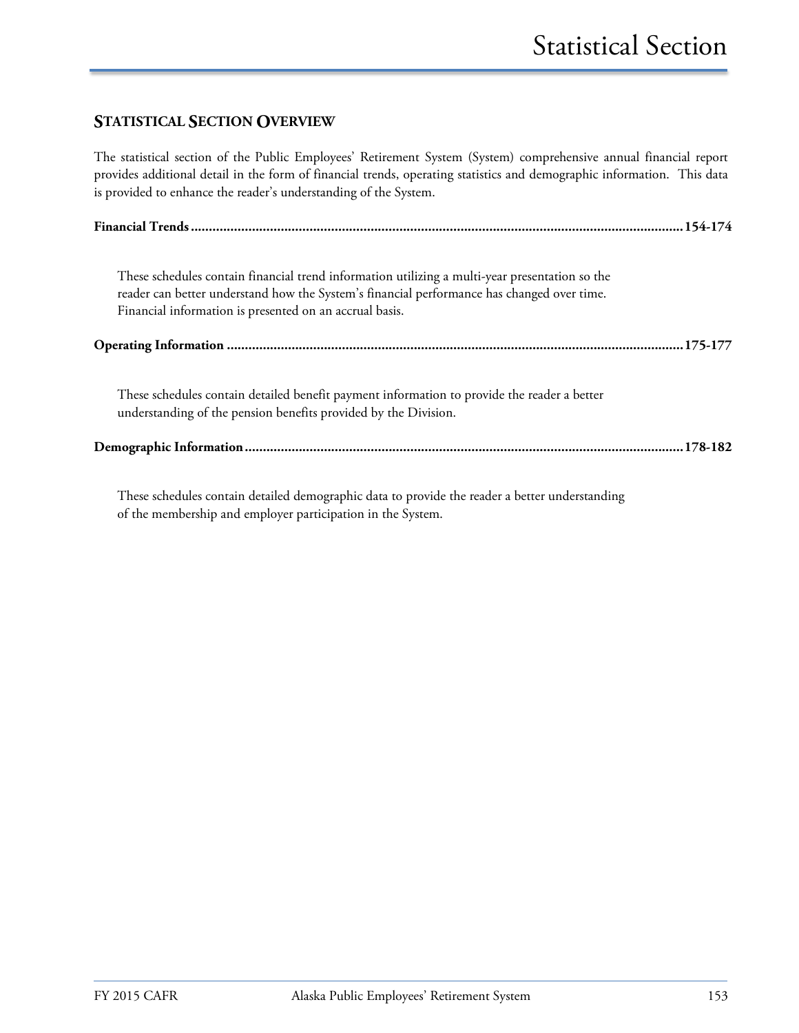## STATISTICAL SECTION OVERVIEW

The statistical section of the Public Employees' Retirement System (System) comprehensive annual financial report provides additional detail in the form of financial trends, operating statistics and demographic information. This data is provided to enhance the reader's understanding of the System.

**Financial Trends ........................................................................................................................................154-174**

These schedules contain financial trend information utilizing a multi-year presentation so the reader can better understand how the System's financial performance has changed over time. Financial information is presented on an accrual basis.

**Operating Information ..............................................................................................................................175-177**

These schedules contain detailed benefit payment information to provide the reader a better understanding of the pension benefits provided by the Division.

**Demographic Information .........................................................................................................................178-182**

These schedules contain detailed demographic data to provide the reader a better understanding of the membership and employer participation in the System.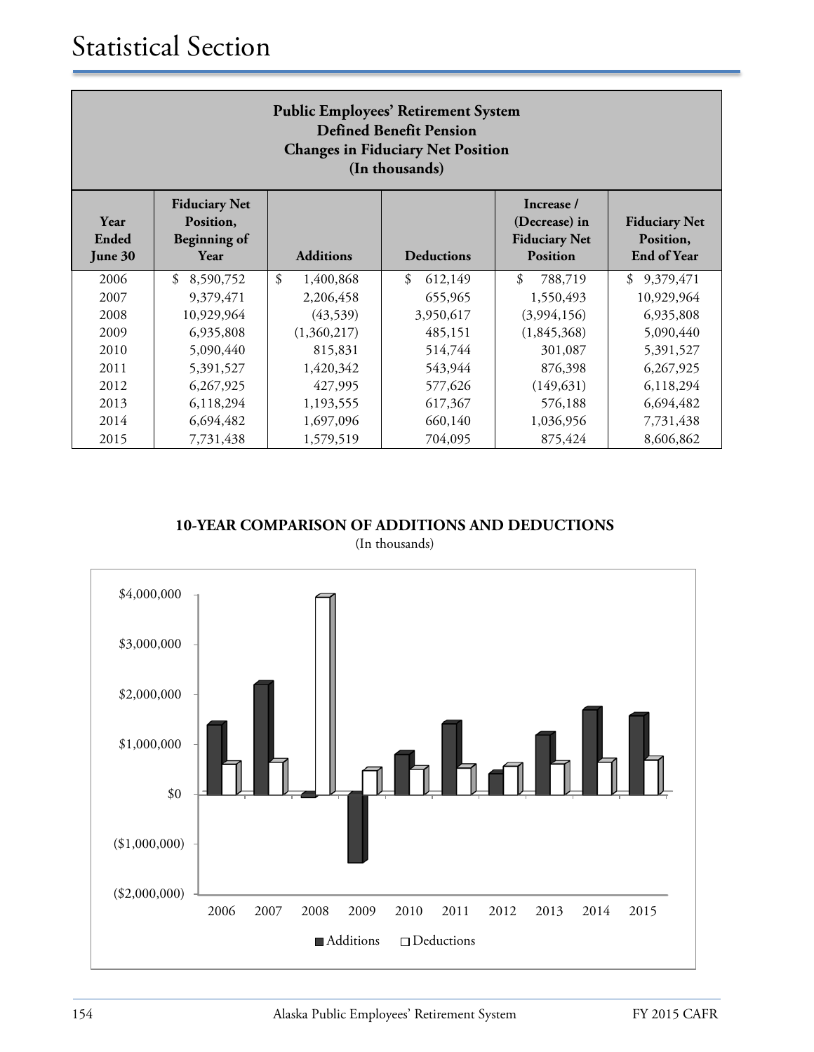# Statistical Section

| Public Employees' Retirement System Defined Benefit Pension Changes in Fiduciary Net Position (In thousands) | | | | | |
|---|---|---|---|---|---|
| **Year Ended June 30** | **Fiduciary Net Position, Beginning of Year** | **Additions** | **Deductions** | **Increase / (Decrease) in Fiduciary Net Position** | **Fiduciary Net Position, End of Year** |
| 2006 | $ 8,590,752 | $ 1,400,868 | $ 612,149 | $ 788,719 | $ 9,379,471 |
| 2007 | 9,379,471 | 2,206,458 | 655,965 | 1,550,493 | 10,929,964 |
| 2008 | 10,929,964 | (43,539) | 3,950,617 | (3,994,156) | 6,935,808 |
| 2009 | 6,935,808 | (1,360,217) | 485,151 | (1,845,368) | 5,090,440 |
| 2010 | 5,090,440 | 815,831 | 514,744 | 301,087 | 5,391,527 |
| 2011 | 5,391,527 | 1,420,342 | 543,944 | 876,398 | 6,267,925 |
| 2012 | 6,267,925 | 427,995 | 577,626 | (149,631) | 6,118,294 |
| 2013 | 6,118,294 | 1,193,555 | 617,367 | 576,188 | 6,694,482 |
| 2014 | 6,694,482 | 1,697,096 | 660,140 | 1,036,956 | 7,731,438 |
| 2015 | 7,731,438 | 1,579,519 | 704,095 | 875,424 | 8,606,862 |

**10-YEAR COMPARISON OF ADDITIONS AND DEDUCTIONS**

(In thousands)

$4,000,000
$3,000,000
$2,000,000
$1,000,000
$0
($1,000,000)
($2,000,000)

2006 2007 2008 2009 2010 2011 2012 2013 2014 2015

Additions Deductions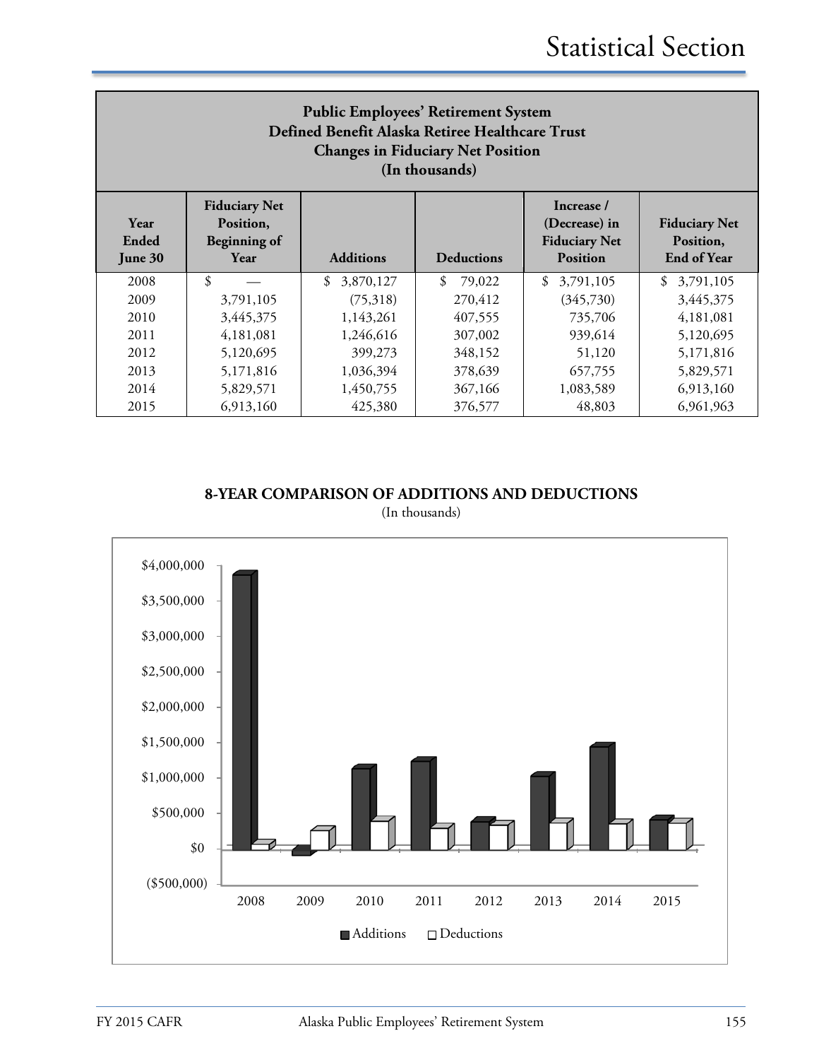## Public Employees' Retirement System
## Defined Benefit Alaska Retiree Healthcare Trust
## Changes in Fiduciary Net Position
## (In thousands)

| Year Ended June 30 | Fiduciary Net Position, Beginning of Year | Additions | Deductions | Increase / (Decrease) in Fiduciary Net Position | Fiduciary Net Position, End of Year |
|---|---|---|---|---|---|
| 2008 | $ — | $ 3,870,127 | $ 79,022 | $ 3,791,105 | $ 3,791,105 |
| 2009 | 3,791,105 | (75,318) | 270,412 | (345,730) | 3,445,375 |
| 2010 | 3,445,375 | 1,143,261 | 407,555 | 735,706 | 4,181,081 |
| 2011 | 4,181,081 | 1,246,616 | 307,002 | 939,614 | 5,120,695 |
| 2012 | 5,120,695 | 399,273 | 348,152 | 51,120 | 5,171,816 |
| 2013 | 5,171,816 | 1,036,394 | 378,639 | 657,755 | 5,829,571 |
| 2014 | 5,829,571 | 1,450,755 | 367,166 | 1,083,589 | 6,913,160 |
| 2015 | 6,913,160 | 425,380 | 376,577 | 48,803 | 6,961,963 |

**8-YEAR COMPARISON OF ADDITIONS AND DEDUCTIONS**

(In thousands)

$4,000,000
$3,500,000
$3,000,000
$2,500,000
$2,000,000
$1,500,000
$1,000,000
$500,000
$0
($500,000)

2008 2009 2010 2011 2012 2013 2014 2015

Additions Deductions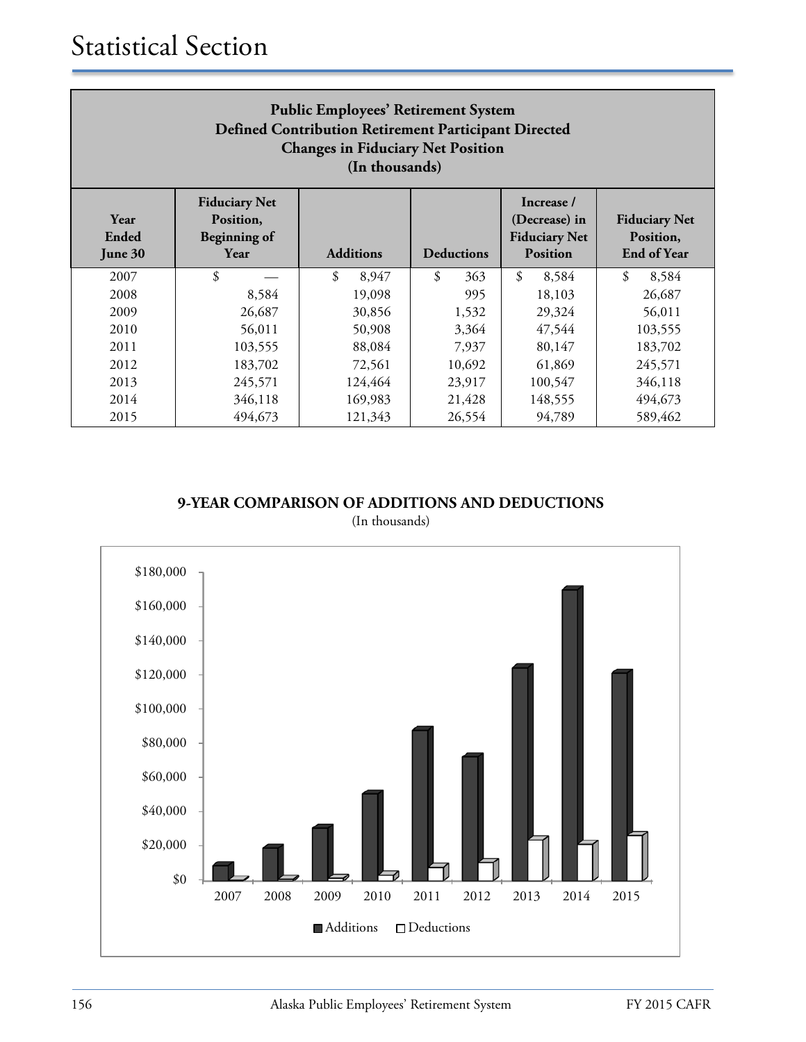# Statistical Section

**Public Employees' Retirement System**
**Defined Contribution Retirement Participant Directed**
**Changes in Fiduciary Net Position**
**(In thousands)**

| Year Ended June 30 | Fiduciary Net Position, Beginning of Year | Additions | Deductions | Increase / (Decrease) in Fiduciary Net Position | Fiduciary Net Position, End of Year |
|---|---|---|---|---|---|
| 2007 | $ — | $ 8,947 | $ 363 | $ 8,584 | $ 8,584 |
| 2008 | 8,584 | 19,098 | 995 | 18,103 | 26,687 |
| 2009 | 26,687 | 30,856 | 1,532 | 29,324 | 56,011 |
| 2010 | 56,011 | 50,908 | 3,364 | 47,544 | 103,555 |
| 2011 | 103,555 | 88,084 | 7,937 | 80,147 | 183,702 |
| 2012 | 183,702 | 72,561 | 10,692 | 61,869 | 245,571 |
| 2013 | 245,571 | 124,464 | 23,917 | 100,547 | 346,118 |
| 2014 | 346,118 | 169,983 | 21,428 | 148,555 | 494,673 |
| 2015 | 494,673 | 121,343 | 26,554 | 94,789 | 589,462 |

**9-YEAR COMPARISON OF ADDITIONS AND DEDUCTIONS**
(In thousands)

$180,000
$160,000
$140,000
$120,000
$100,000
$80,000
$60,000
$40,000
$20,000
$0

2007 2008 2009 2010 2011 2012 2013 2014 2015

Additions Deductions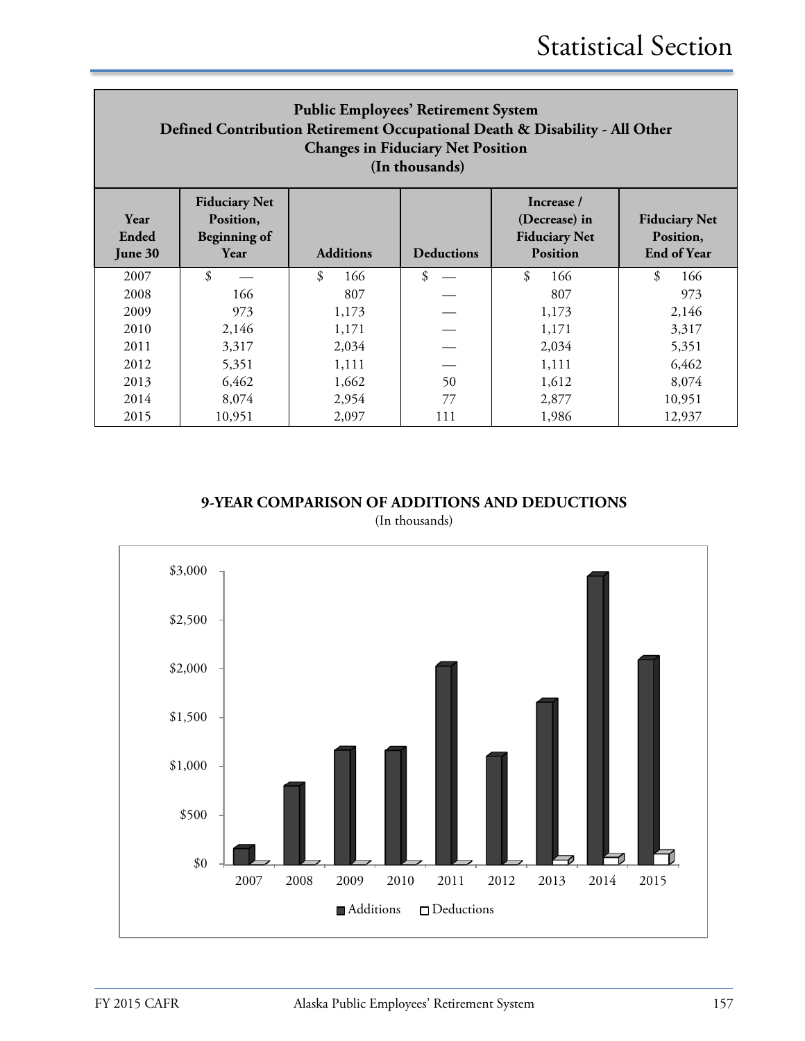| Public Employees' Retirement System<br>Defined Contribution Retirement Occupational Death & Disability - All Other<br>Changes in Fiduciary Net Position<br>(In thousands) | | | | | |
|---|---|---|---|---|---|
| Year Ended June 30 | Fiduciary Net Position, Beginning of Year | Additions | Deductions | Increase / (Decrease) in Fiduciary Net Position | Fiduciary Net Position, End of Year |
| 2007 | $ — | $ 166 | $ — | $ 166 | $ 166 |
| 2008 | 166 | 807 | — | 807 | 973 |
| 2009 | 973 | 1,173 | — | 1,173 | 2,146 |
| 2010 | 2,146 | 1,171 | — | 1,171 | 3,317 |
| 2011 | 3,317 | 2,034 | — | 2,034 | 5,351 |
| 2012 | 5,351 | 1,111 | — | 1,111 | 6,462 |
| 2013 | 6,462 | 1,662 | 50 | 1,612 | 8,074 |
| 2014 | 8,074 | 2,954 | 77 | 2,877 | 10,951 |
| 2015 | 10,951 | 2,097 | 111 | 1,986 | 12,937 |

**9-YEAR COMPARISON OF ADDITIONS AND DEDUCTIONS**

(In thousands)

$3,000
$2,500
$2,000
$1,500
$1,000
$500
$0

2007 2008 2009 2010 2011 2012 2013 2014 2015

Additions
Deductions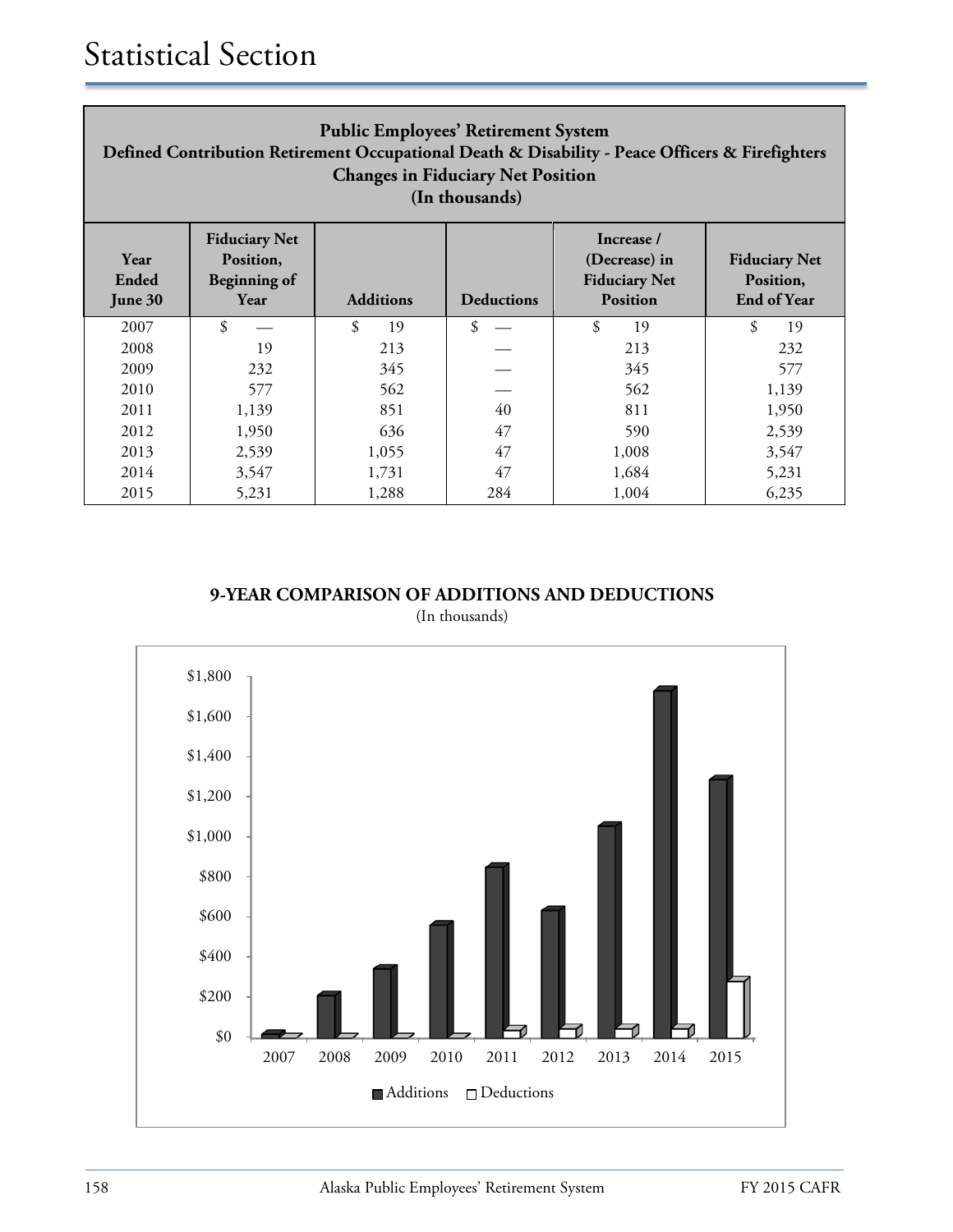# Statistical Section

| Public Employees' Retirement System<br>Defined Contribution Retirement Occupational Death & Disability - Peace Officers & Firefighters<br>Changes in Fiduciary Net Position<br>(In thousands) | | | | | |
|---|---|---|---|---|---|
| Year Ended June 30 | Fiduciary Net Position, Beginning of Year | Additions | Deductions | Increase / (Decrease) in Fiduciary Net Position | Fiduciary Net Position, End of Year |
| 2007 | $ — | $ 19 | $ — | $ 19 | $ 19 |
| 2008 | 19 | 213 | — | 213 | 232 |
| 2009 | 232 | 345 | — | 345 | 577 |
| 2010 | 577 | 562 | — | 562 | 1,139 |
| 2011 | 1,139 | 851 | 40 | 811 | 1,950 |
| 2012 | 1,950 | 636 | 47 | 590 | 2,539 |
| 2013 | 2,539 | 1,055 | 47 | 1,008 | 3,547 |
| 2014 | 3,547 | 1,731 | 47 | 1,684 | 5,231 |
| 2015 | 5,231 | 1,288 | 284 | 1,004 | 6,235 |

**9-YEAR COMPARISON OF ADDITIONS AND DEDUCTIONS**

(In thousands)

$1,800
$1,600
$1,400
$1,200
$1,000
$800
$600
$400
$200
$0

2007 2008 2009 2010 2011 2012 2013 2014 2015

Additions Deductions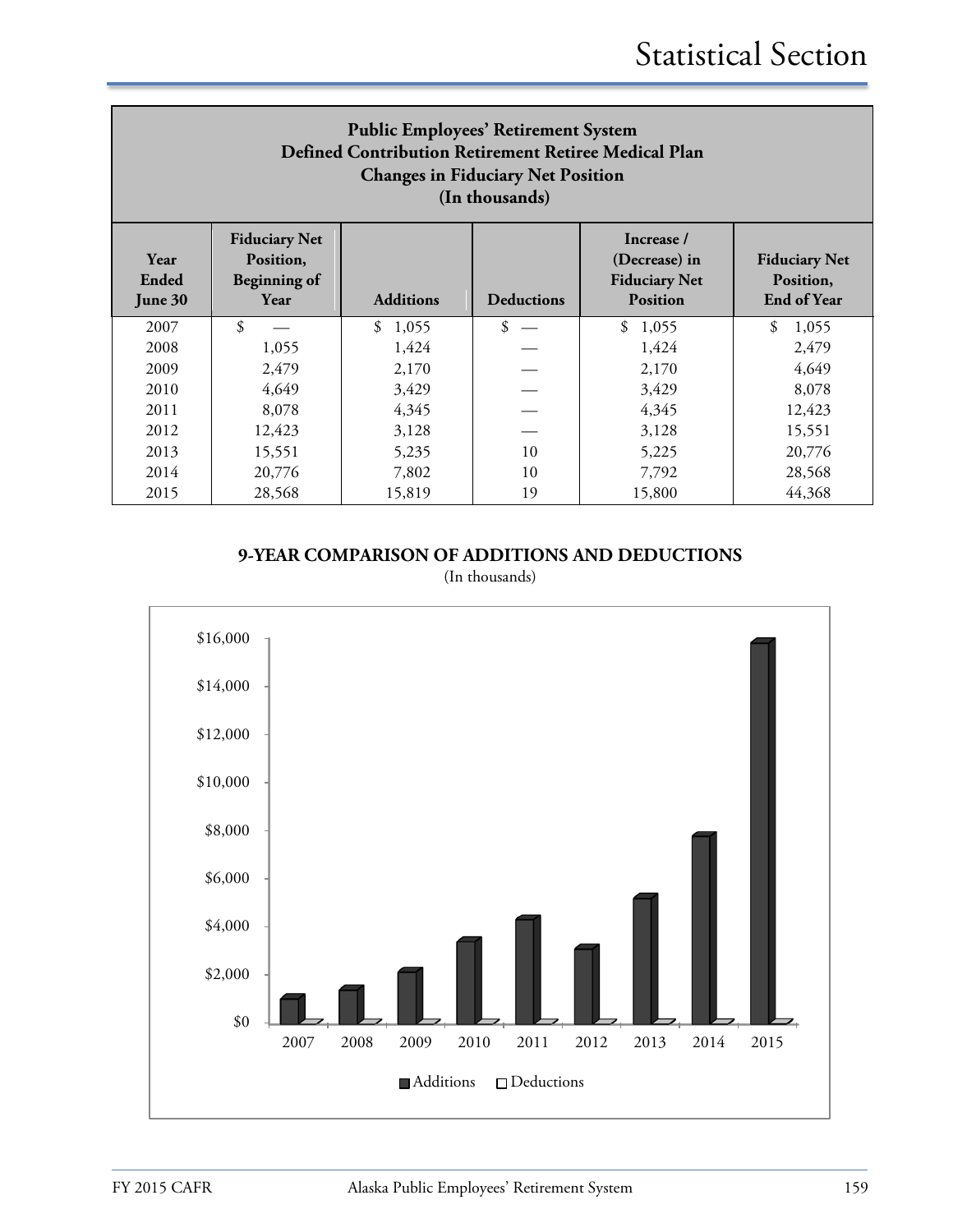## Public Employees' Retirement System
## Defined Contribution Retirement Retiree Medical Plan
## Changes in Fiduciary Net Position
## (In thousands)

| Year Ended June 30 | Fiduciary Net Position, Beginning of Year | Additions | Deductions | Increase / (Decrease) in Fiduciary Net Position | Fiduciary Net Position, End of Year |
|---|---|---|---|---|---|
| 2007 | $ — | $ 1,055 | $ — | $ 1,055 | $ 1,055 |
| 2008 | 1,055 | 1,424 | — | 1,424 | 2,479 |
| 2009 | 2,479 | 2,170 | — | 2,170 | 4,649 |
| 2010 | 4,649 | 3,429 | — | 3,429 | 8,078 |
| 2011 | 8,078 | 4,345 | — | 4,345 | 12,423 |
| 2012 | 12,423 | 3,128 | — | 3,128 | 15,551 |
| 2013 | 15,551 | 5,235 | 10 | 5,225 | 20,776 |
| 2014 | 20,776 | 7,802 | 10 | 7,792 | 28,568 |
| 2015 | 28,568 | 15,819 | 19 | 15,800 | 44,368 |

### 9-YEAR COMPARISON OF ADDITIONS AND DEDUCTIONS

(In thousands)

$16,000
$14,000
$12,000
$10,000
$8,000
$6,000
$4,000
$2,000
$0

2007 2008 2009 2010 2011 2012 2013 2014 2015

Additions
Deductions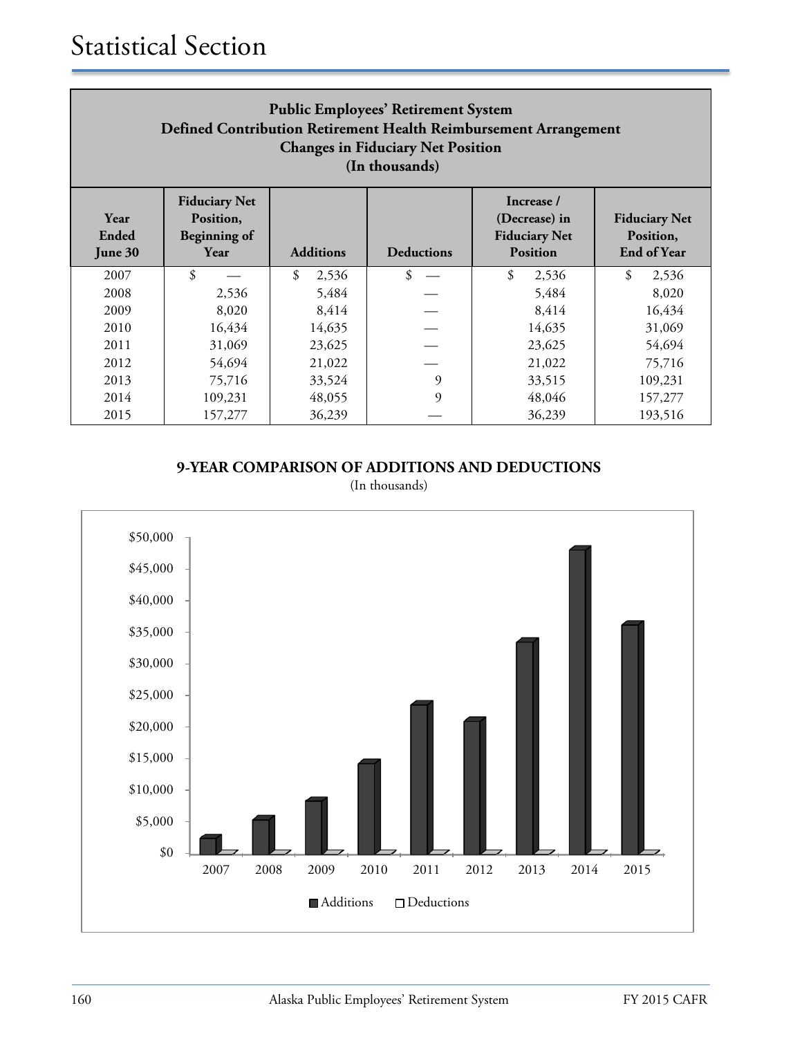# Statistical Section

| Public Employees' Retirement System<br>Defined Contribution Retirement Health Reimbursement Arrangement<br>Changes in Fiduciary Net Position<br>(In thousands) | | | | | |
|---|---|---|---|---|---|
| **Year Ended June 30** | **Fiduciary Net Position, Beginning of Year** | **Additions** | **Deductions** | **Increase / (Decrease) in Fiduciary Net Position** | **Fiduciary Net Position, End of Year** |
| 2007 | $ — | $ 2,536 | $ — | $ 2,536 | $ 2,536 |
| 2008 | 2,536 | 5,484 | — | 5,484 | 8,020 |
| 2009 | 8,020 | 8,414 | — | 8,414 | 16,434 |
| 2010 | 16,434 | 14,635 | — | 14,635 | 31,069 |
| 2011 | 31,069 | 23,625 | — | 23,625 | 54,694 |
| 2012 | 54,694 | 21,022 | — | 21,022 | 75,716 |
| 2013 | 75,716 | 33,524 | 9 | 33,515 | 109,231 |
| 2014 | 109,231 | 48,055 | 9 | 48,046 | 157,277 |
| 2015 | 157,277 | 36,239 | — | 36,239 | 193,516 |

**9-YEAR COMPARISON OF ADDITIONS AND DEDUCTIONS**

(In thousands)

$50,000
$45,000
$40,000
$35,000
$30,000
$25,000
$20,000
$15,000
$10,000
$5,000
$0

2007 2008 2009 2010 2011 2012 2013 2014 2015

Additions Deductions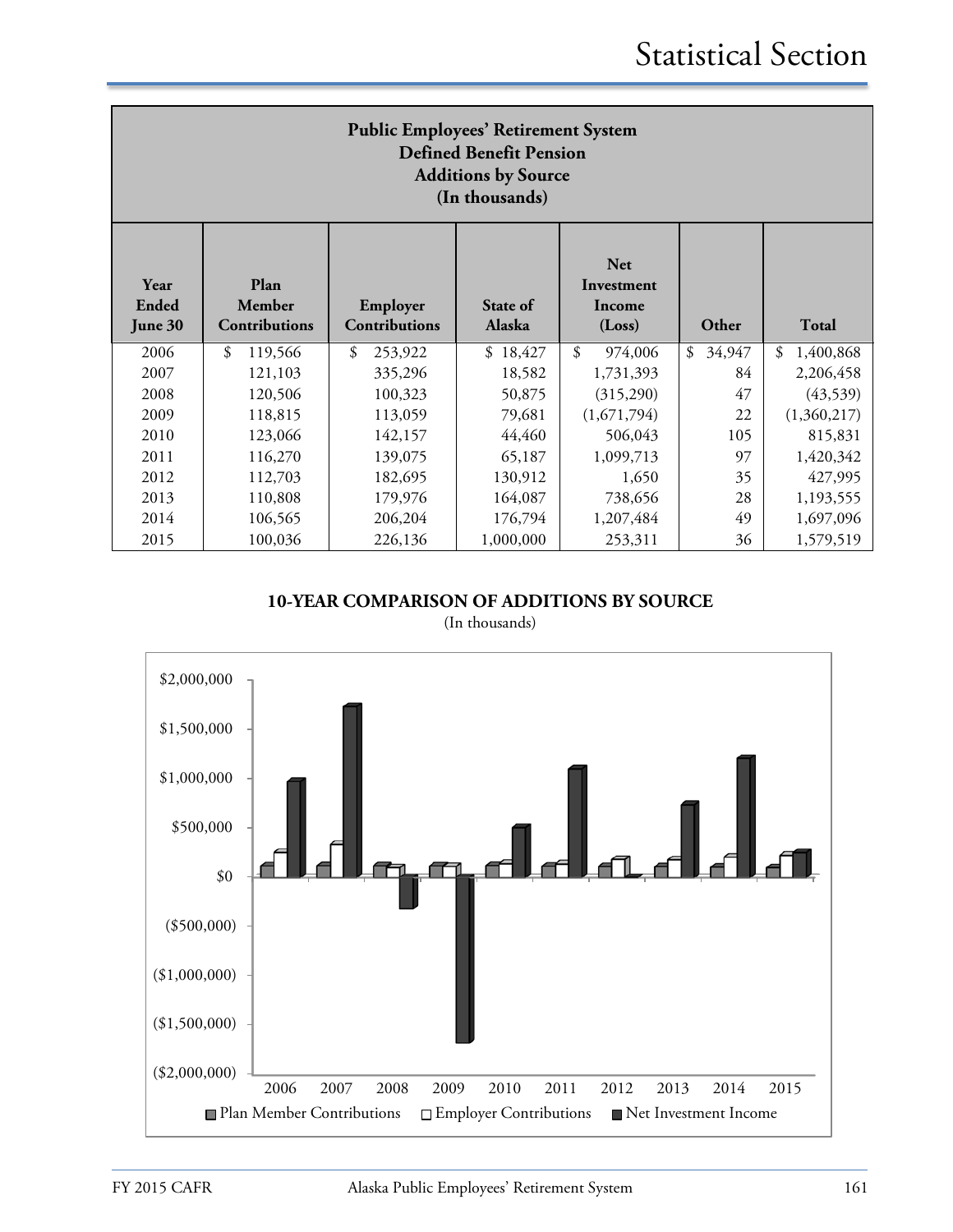# Statistical Section

## Public Employees' Retirement System Defined Benefit Pension Additions by Source (In thousands)

| Year Ended June 30 | Plan Member Contributions | Employer Contributions | State of Alaska | Net Investment Income (Loss) | Other | Total |
|---|---|---|---|---|---|---|
| 2006 | $ 119,566 | $ 253,922 | $ 18,427 | $ 974,006 | $ 34,947 | $ 1,400,868 |
| 2007 | 121,103 | 335,296 | 18,582 | 1,731,393 | 84 | 2,206,458 |
| 2008 | 120,506 | 100,323 | 50,875 | (315,290) | 47 | (43,539) |
| 2009 | 118,815 | 113,059 | 79,681 | (1,671,794) | 22 | (1,360,217) |
| 2010 | 123,066 | 142,157 | 44,460 | 506,043 | 105 | 815,831 |
| 2011 | 116,270 | 139,075 | 65,187 | 1,099,713 | 97 | 1,420,342 |
| 2012 | 112,703 | 182,695 | 130,912 | 1,650 | 35 | 427,995 |
| 2013 | 110,808 | 179,976 | 164,087 | 738,656 | 28 | 1,193,555 |
| 2014 | 106,565 | 206,204 | 176,794 | 1,207,484 | 49 | 1,697,096 |
| 2015 | 100,036 | 226,136 | 1,000,000 | 253,311 | 36 | 1,579,519 |

**10-YEAR COMPARISON OF ADDITIONS BY SOURCE**

(In thousands)

$2,000,000
$1,500,000
$1,000,000
$500,000
$0
($500,000)
($1,000,000)
($1,500,000)
($2,000,000)

2006 2007 2008 2009 2010 2011 2012 2013 2014 2015

Plan Member Contributions
Employer Contributions
Net Investment Income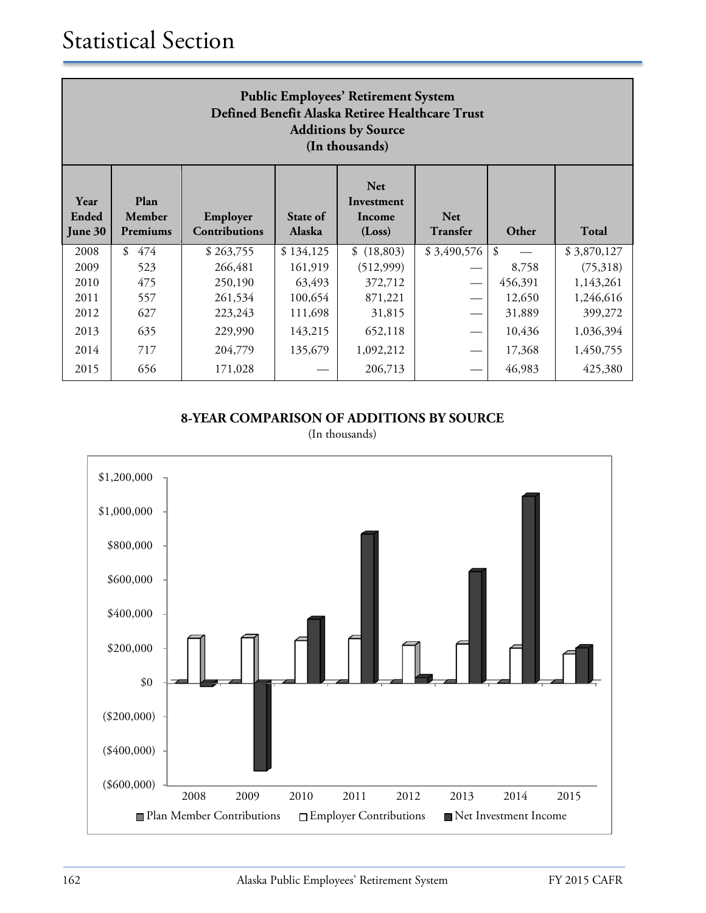# Statistical Section

**Public Employees' Retirement System**
**Defined Benefit Alaska Retiree Healthcare Trust**
**Additions by Source**
**(In thousands)**

| Year Ended June 30 | Plan Member Premiums | Employer Contributions | State of Alaska | Net Investment Income (Loss) | Net Transfer | Other | Total |
|---|---|---|---|---|---|---|---|
| 2008 | $ 474 | $ 263,755 | $ 134,125 | $ (18,803) | $ 3,490,576 | $ — | $ 3,870,127 |
| 2009 | 523 | 266,481 | 161,919 | (512,999) | — | 8,758 | (75,318) |
| 2010 | 475 | 250,190 | 63,493 | 372,712 | — | 456,391 | 1,143,261 |
| 2011 | 557 | 261,534 | 100,654 | 871,221 | — | 12,650 | 1,246,616 |
| 2012 | 627 | 223,243 | 111,698 | 31,815 | — | 31,889 | 399,272 |
| 2013 | 635 | 229,990 | 143,215 | 652,118 | — | 10,436 | 1,036,394 |
| 2014 | 717 | 204,779 | 135,679 | 1,092,212 | — | 17,368 | 1,450,755 |
| 2015 | 656 | 171,028 | — | 206,713 | — | 46,983 | 425,380 |

**8-YEAR COMPARISON OF ADDITIONS BY SOURCE**

(In thousands)

$1,200,000
$1,000,000
$800,000
$600,000
$400,000
$200,000
$0
($200,000)
($400,000)
($600,000)

2008 2009 2010 2011 2012 2013 2014 2015

Plan Member Contributions
Employer Contributions
Net Investment Income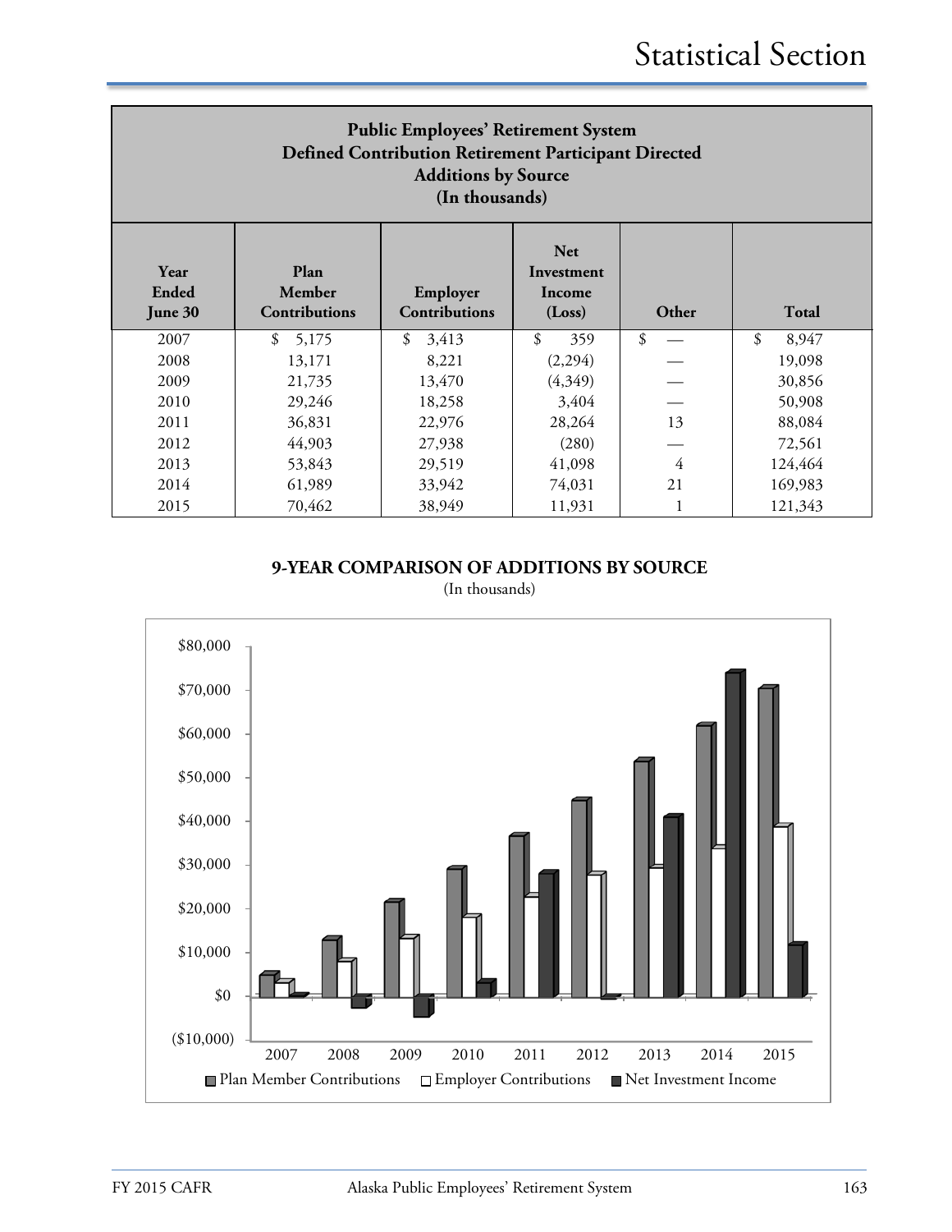## Public Employees' Retirement System
## Defined Contribution Retirement Participant Directed
## Additions by Source
## (In thousands)

| Year Ended June 30 | Plan Member Contributions | Employer Contributions | Net Investment Income (Loss) | Other | Total |
|---|---|---|---|---|---|
| 2007 | $ 5,175 | $ 3,413 | $ 359 | $ — | $ 8,947 |
| 2008 | 13,171 | 8,221 | (2,294) | — | 19,098 |
| 2009 | 21,735 | 13,470 | (4,349) | — | 30,856 |
| 2010 | 29,246 | 18,258 | 3,404 | — | 50,908 |
| 2011 | 36,831 | 22,976 | 28,264 | 13 | 88,084 |
| 2012 | 44,903 | 27,938 | (280) | — | 72,561 |
| 2013 | 53,843 | 29,519 | 41,098 | 4 | 124,464 |
| 2014 | 61,989 | 33,942 | 74,031 | 21 | 169,983 |
| 2015 | 70,462 | 38,949 | 11,931 | 1 | 121,343 |

**9-YEAR COMPARISON OF ADDITIONS BY SOURCE**

(In thousands)

$80,000
$70,000
$60,000
$50,000
$40,000
$30,000
$20,000
$10,000
$0
($10,000)

2007 2008 2009 2010 2011 2012 2013 2014 2015

Plan Member Contributions | Employer Contributions | Net Investment Income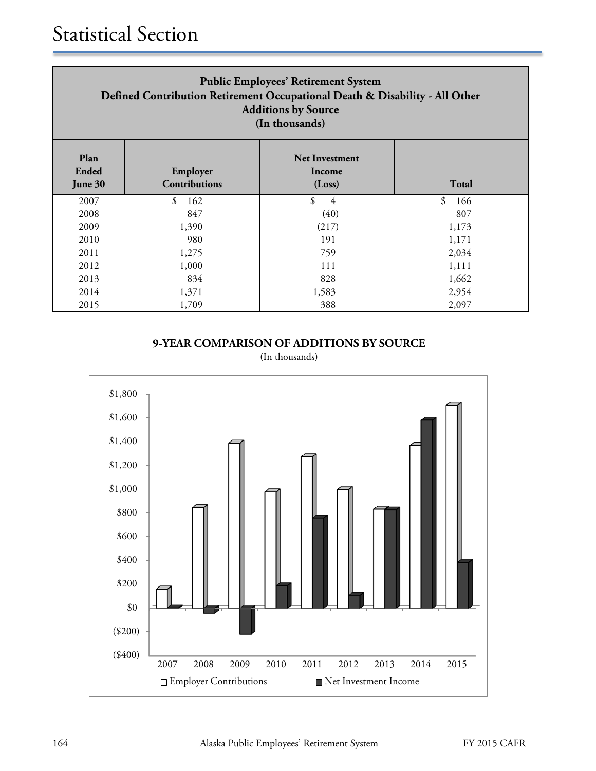# Statistical Section

| Public Employees' Retirement System<br>Defined Contribution Retirement Occupational Death & Disability - All Other<br>Additions by Source<br>(In thousands) | | | |
|---|---|---|---|
| Plan Ended June 30 | Employer Contributions | Net Investment Income (Loss) | Total |
| 2007 | $ 162 | $ 4 | $ 166 |
| 2008 | 847 | (40) | 807 |
| 2009 | 1,390 | (217) | 1,173 |
| 2010 | 980 | 191 | 1,171 |
| 2011 | 1,275 | 759 | 2,034 |
| 2012 | 1,000 | 111 | 1,111 |
| 2013 | 834 | 828 | 1,662 |
| 2014 | 1,371 | 1,583 | 2,954 |
| 2015 | 1,709 | 388 | 2,097 |

**9-YEAR COMPARISON OF ADDITIONS BY SOURCE**

(In thousands)

$1,800
$1,600
$1,400
$1,200
$1,000
$800
$600
$400
$200
$0
($200)
($400)

2007 2008 2009 2010 2011 2012 2013 2014 2015

Employer Contributions
Net Investment Income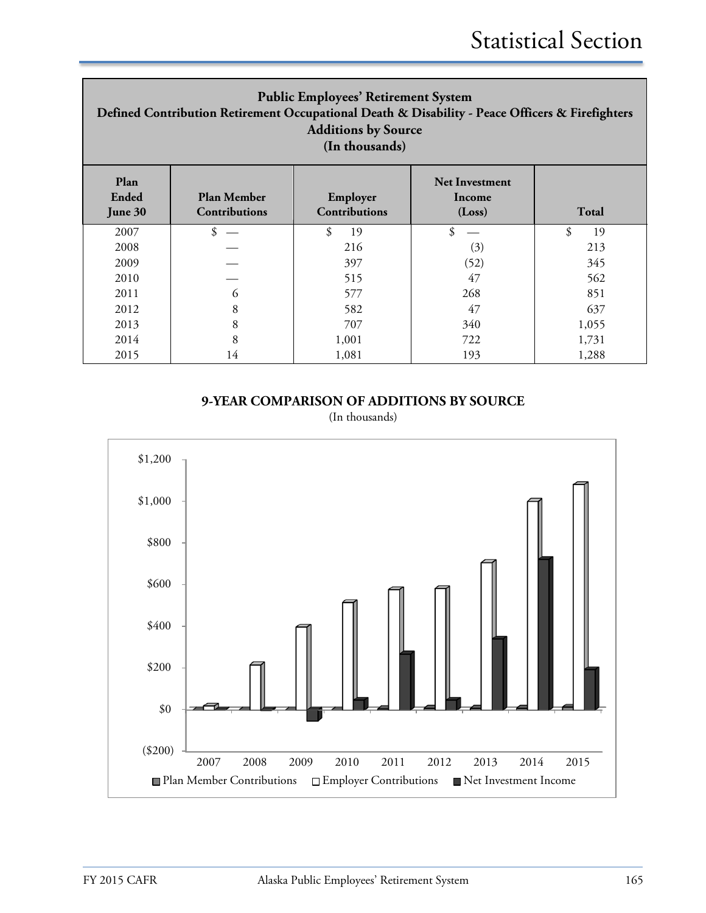| Public Employees' Retirement System<br>Defined Contribution Retirement Occupational Death & Disability - Peace Officers & Firefighters<br>Additions by Source<br>(In thousands) | | | | |
|---|---|---|---|---|
| Plan Ended June 30 | Plan Member Contributions | Employer Contributions | Net Investment Income (Loss) | Total |
| 2007 | $ — | $ 19 | $ — | $ 19 |
| 2008 | — | 216 | (3) | 213 |
| 2009 | — | 397 | (52) | 345 |
| 2010 | — | 515 | 47 | 562 |
| 2011 | 6 | 577 | 268 | 851 |
| 2012 | 8 | 582 | 47 | 637 |
| 2013 | 8 | 707 | 340 | 1,055 |
| 2014 | 8 | 1,001 | 722 | 1,731 |
| 2015 | 14 | 1,081 | 193 | 1,288 |

**9-YEAR COMPARISON OF ADDITIONS BY SOURCE**

(In thousands)

$1,200
$1,000
$800
$600
$400
$200
$0
($200)

2007 2008 2009 2010 2011 2012 2013 2014 2015

Plan Member Contributions  Employer Contributions  Net Investment Income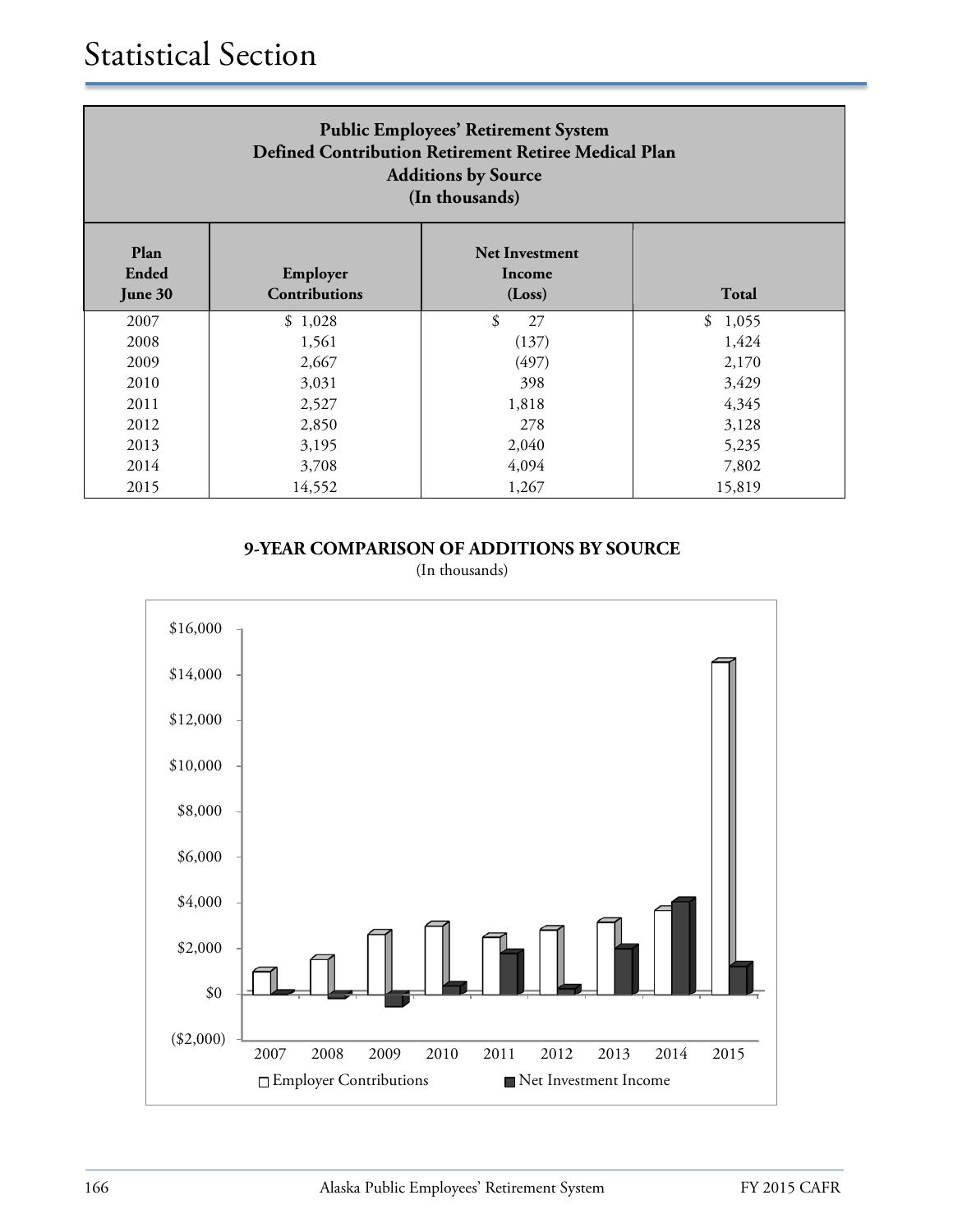# Statistical Section

| Public Employees' Retirement System<br>Defined Contribution Retirement Retiree Medical Plan<br>Additions by Source<br>(In thousands) | | | |
|---|---|---|---|
| **Plan Ended June 30** | **Employer Contributions** | **Net Investment Income (Loss)** | **Total** |
| 2007 | $ 1,028 | $ 27 | $ 1,055 |
| 2008 | 1,561 | (137) | 1,424 |
| 2009 | 2,667 | (497) | 2,170 |
| 2010 | 3,031 | 398 | 3,429 |
| 2011 | 2,527 | 1,818 | 4,345 |
| 2012 | 2,850 | 278 | 3,128 |
| 2013 | 3,195 | 2,040 | 5,235 |
| 2014 | 3,708 | 4,094 | 7,802 |
| 2015 | 14,552 | 1,267 | 15,819 |

**9-YEAR COMPARISON OF ADDITIONS BY SOURCE**

(In thousands)

$16,000
$14,000
$12,000
$10,000
$8,000
$6,000
$4,000
$2,000
$0
($2,000)

2007 2008 2009 2010 2011 2012 2013 2014 2015

□ Employer Contributions ■ Net Investment Income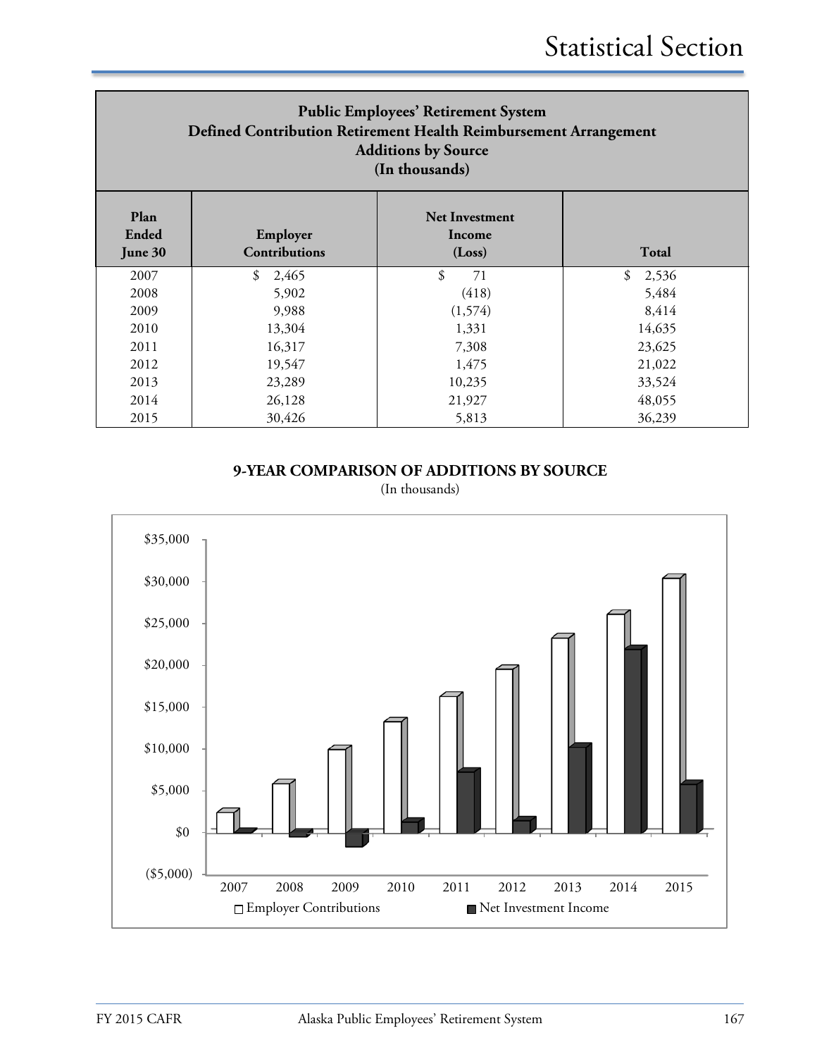**Public Employees' Retirement System**
**Defined Contribution Retirement Health Reimbursement Arrangement**
**Additions by Source**
**(In thousands)**

| Plan Ended June 30 | Employer Contributions | Net Investment Income (Loss) | Total |
|---|---|---|---|
| 2007 | $ 2,465 | $ 71 | $ 2,536 |
| 2008 | 5,902 | (418) | 5,484 |
| 2009 | 9,988 | (1,574) | 8,414 |
| 2010 | 13,304 | 1,331 | 14,635 |
| 2011 | 16,317 | 7,308 | 23,625 |
| 2012 | 19,547 | 1,475 | 21,022 |
| 2013 | 23,289 | 10,235 | 33,524 |
| 2014 | 26,128 | 21,927 | 48,055 |
| 2015 | 30,426 | 5,813 | 36,239 |

**9-YEAR COMPARISON OF ADDITIONS BY SOURCE**
(In thousands)

$35,000
$30,000
$25,000
$20,000
$15,000
$10,000
$5,000
$0
($5,000)

2007 2008 2009 2010 2011 2012 2013 2014 2015

Employer Contributions
Net Investment Income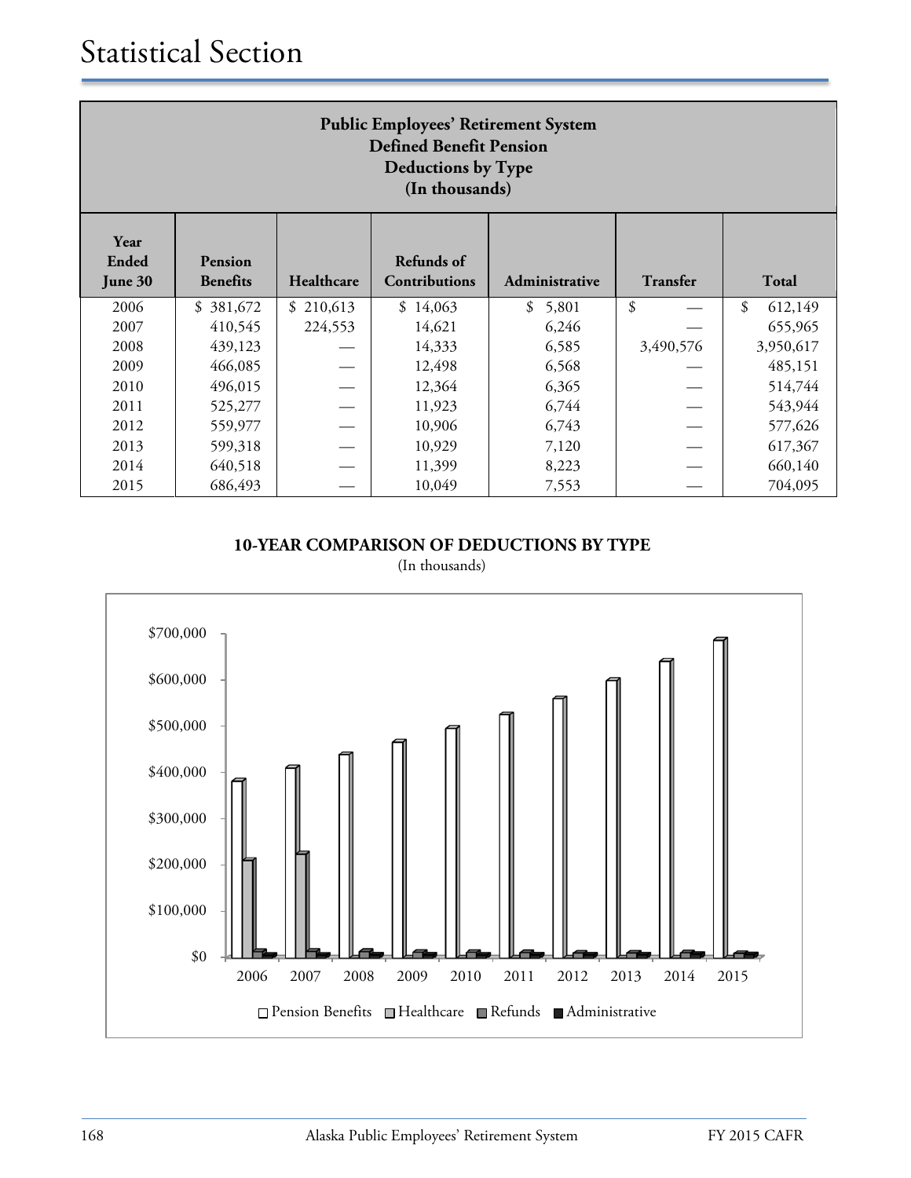# Statistical Section

| Public Employees' Retirement System<br>Defined Benefit Pension<br>Deductions by Type<br>(In thousands) | | | | | | |
|---|---|---|---|---|---|---|
| Year Ended June 30 | Pension Benefits | Healthcare | Refunds of Contributions | Administrative | Transfer | Total |
| 2006 | $ 381,672 | $ 210,613 | $ 14,063 | $ 5,801 | $ — | $ 612,149 |
| 2007 | 410,545 | 224,553 | 14,621 | 6,246 | — | 655,965 |
| 2008 | 439,123 | — | 14,333 | 6,585 | 3,490,576 | 3,950,617 |
| 2009 | 466,085 | — | 12,498 | 6,568 | — | 485,151 |
| 2010 | 496,015 | — | 12,364 | 6,365 | — | 514,744 |
| 2011 | 525,277 | — | 11,923 | 6,744 | — | 543,944 |
| 2012 | 559,977 | — | 10,906 | 6,743 | — | 577,626 |
| 2013 | 599,318 | — | 10,929 | 7,120 | — | 617,367 |
| 2014 | 640,518 | — | 11,399 | 8,223 | — | 660,140 |
| 2015 | 686,493 | — | 10,049 | 7,553 | — | 704,095 |

**10-YEAR COMPARISON OF DEDUCTIONS BY TYPE**

(In thousands)

$700,000
$600,000
$500,000
$400,000
$300,000
$200,000
$100,000
$0

2006 2007 2008 2009 2010 2011 2012 2013 2014 2015

Pension Benefits, Healthcare, Refunds, Administrative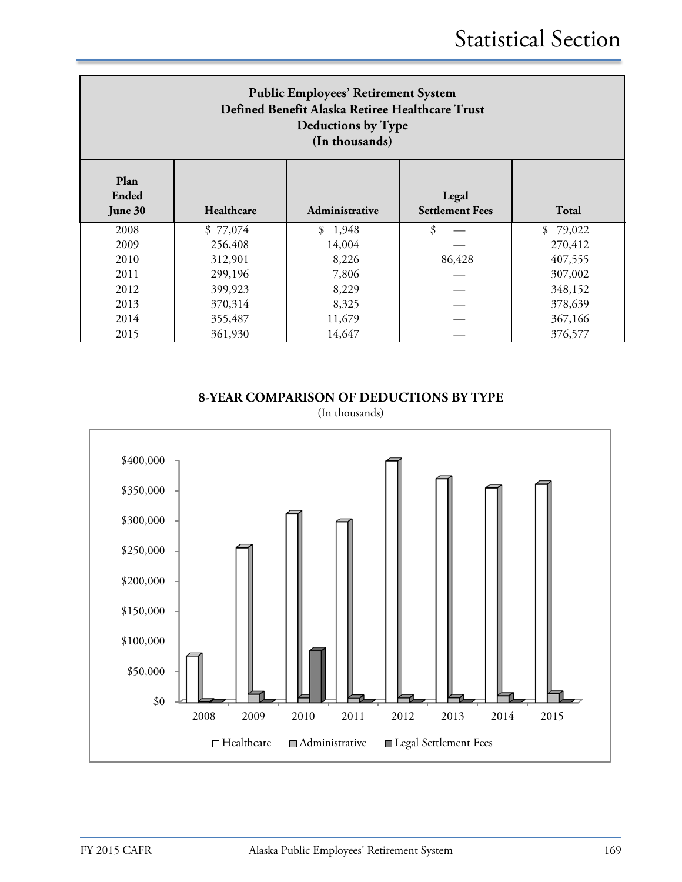# Statistical Section

| Public Employees' Retirement System<br>Defined Benefit Alaska Retiree Healthcare Trust<br>Deductions by Type<br>(In thousands) | | | | |
|---|---|---|---|---|
| **Plan Ended June 30** | **Healthcare** | **Administrative** | **Legal Settlement Fees** | **Total** |
| 2008 | $ 77,074 | $ 1,948 | $ — | $ 79,022 |
| 2009 | 256,408 | 14,004 | — | 270,412 |
| 2010 | 312,901 | 8,226 | 86,428 | 407,555 |
| 2011 | 299,196 | 7,806 | — | 307,002 |
| 2012 | 399,923 | 8,229 | — | 348,152 |
| 2013 | 370,314 | 8,325 | — | 378,639 |
| 2014 | 355,487 | 11,679 | — | 367,166 |
| 2015 | 361,930 | 14,647 | — | 376,577 |

**8-YEAR COMPARISON OF DEDUCTIONS BY TYPE**

(In thousands)

$400,000
$350,000
$300,000
$250,000
$200,000
$150,000
$100,000
$50,000
$0

2008 2009 2010 2011 2012 2013 2014 2015

Healthcare Administrative Legal Settlement Fees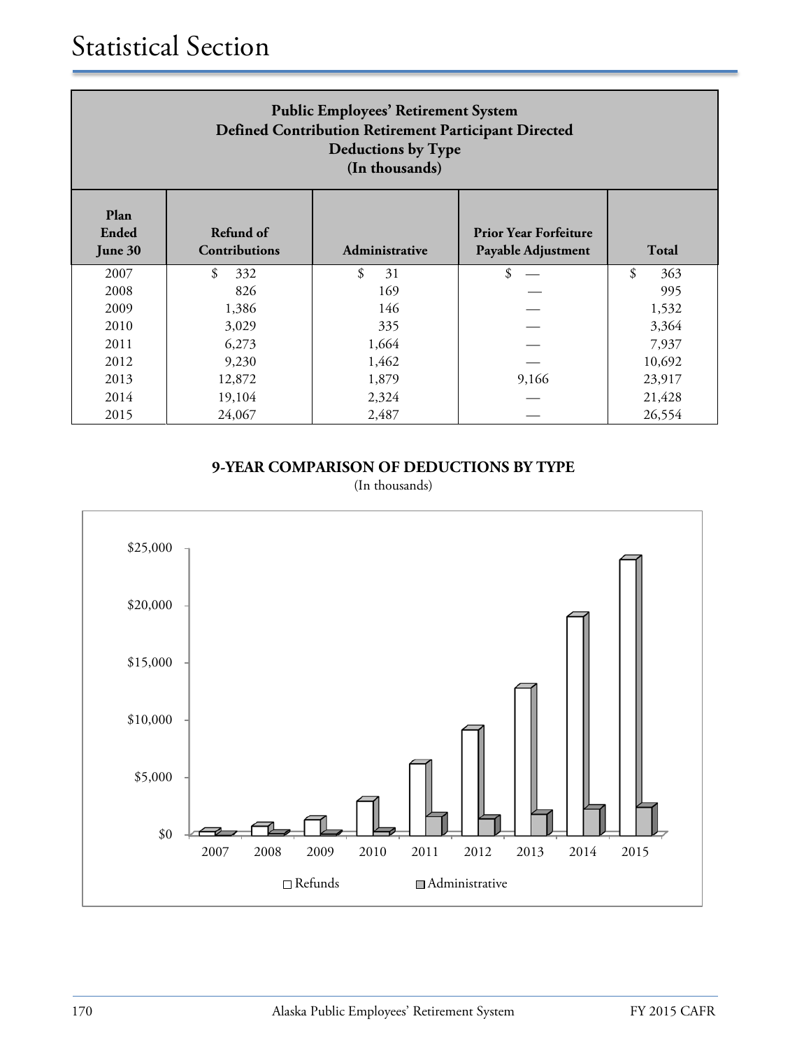# Statistical Section

| Public Employees' Retirement System<br>Defined Contribution Retirement Participant Directed<br>Deductions by Type<br>(In thousands) | | | | |
|---|---|---|---|---|
| **Plan Ended June 30** | **Refund of Contributions** | **Administrative** | **Prior Year Forfeiture Payable Adjustment** | **Total** |
| 2007 | $ 332 | $ 31 | $ — | $ 363 |
| 2008 | 826 | 169 | — | 995 |
| 2009 | 1,386 | 146 | — | 1,532 |
| 2010 | 3,029 | 335 | — | 3,364 |
| 2011 | 6,273 | 1,664 | — | 7,937 |
| 2012 | 9,230 | 1,462 | — | 10,692 |
| 2013 | 12,872 | 1,879 | 9,166 | 23,917 |
| 2014 | 19,104 | 2,324 | — | 21,428 |
| 2015 | 24,067 | 2,487 | — | 26,554 |

**9-YEAR COMPARISON OF DEDUCTIONS BY TYPE**

(In thousands)

$25,000
$20,000
$15,000
$10,000
$5,000
$0

2007 2008 2009 2010 2011 2012 2013 2014 2015

Refunds
Administrative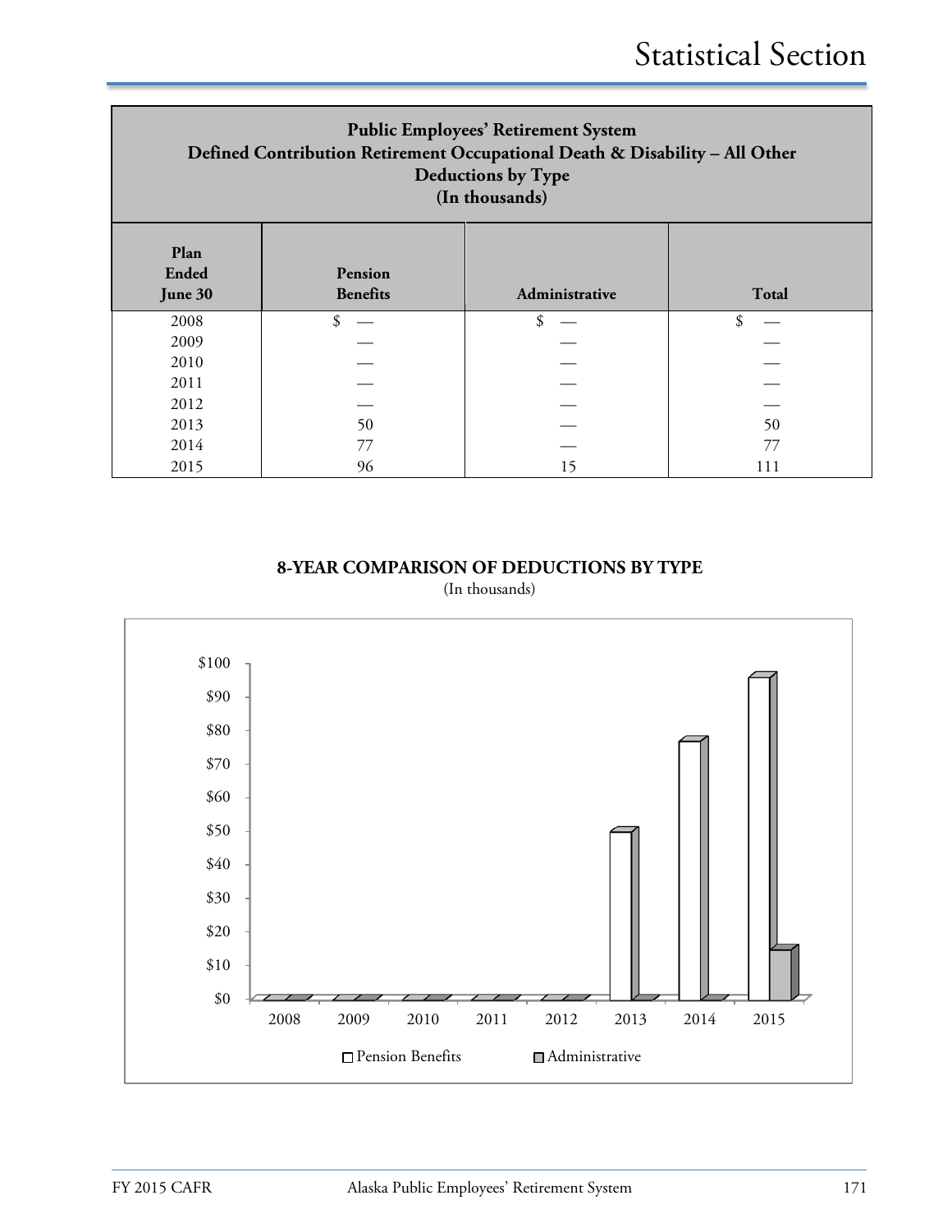# Statistical Section

| Public Employees' Retirement System<br>Defined Contribution Retirement Occupational Death & Disability – All Other<br>Deductions by Type<br>(In thousands) | | | |
|---|---|---|---|
| Plan Ended June 30 | Pension Benefits | Administrative | Total |
| 2008 | $ — | $ — | $ — |
| 2009 | — | — | — |
| 2010 | — | — | — |
| 2011 | — | — | — |
| 2012 | — | — | — |
| 2013 | 50 | — | 50 |
| 2014 | 77 | — | 77 |
| 2015 | 96 | 15 | 111 |

**8-YEAR COMPARISON OF DEDUCTIONS BY TYPE**

(In thousands)

$100
$90
$80
$70
$60
$50
$40
$30
$20
$10
$0

2008 2009 2010 2011 2012 2013 2014 2015

Pension Benefits
Administrative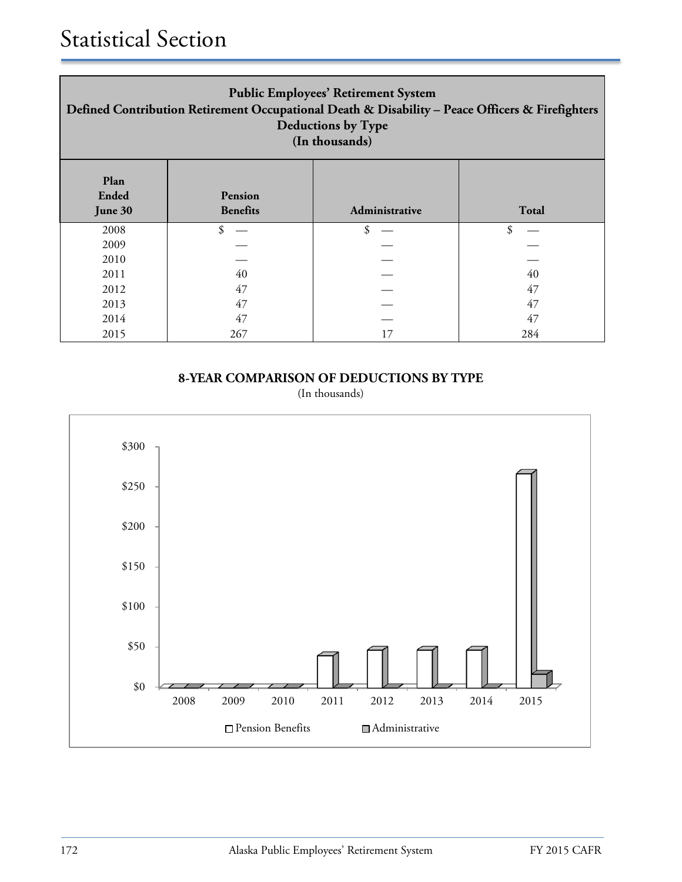# Statistical Section

| Public Employees' Retirement System<br>Defined Contribution Retirement Occupational Death & Disability – Peace Officers & Firefighters<br>Deductions by Type<br>(In thousands) | | | |
|---|---|---|---|
| **Plan Ended June 30** | **Pension Benefits** | **Administrative** | **Total** |
| 2008 | $ — | $ — | $ — |
| 2009 | — | — | — |
| 2010 | — | — | — |
| 2011 | 40 | — | 40 |
| 2012 | 47 | — | 47 |
| 2013 | 47 | — | 47 |
| 2014 | 47 | — | 47 |
| 2015 | 267 | 17 | 284 |

**8-YEAR COMPARISON OF DEDUCTIONS BY TYPE**

(In thousands)

$300
$250
$200
$150
$100
$50
$0

2008 2009 2010 2011 2012 2013 2014 2015

Pension Benefits
Administrative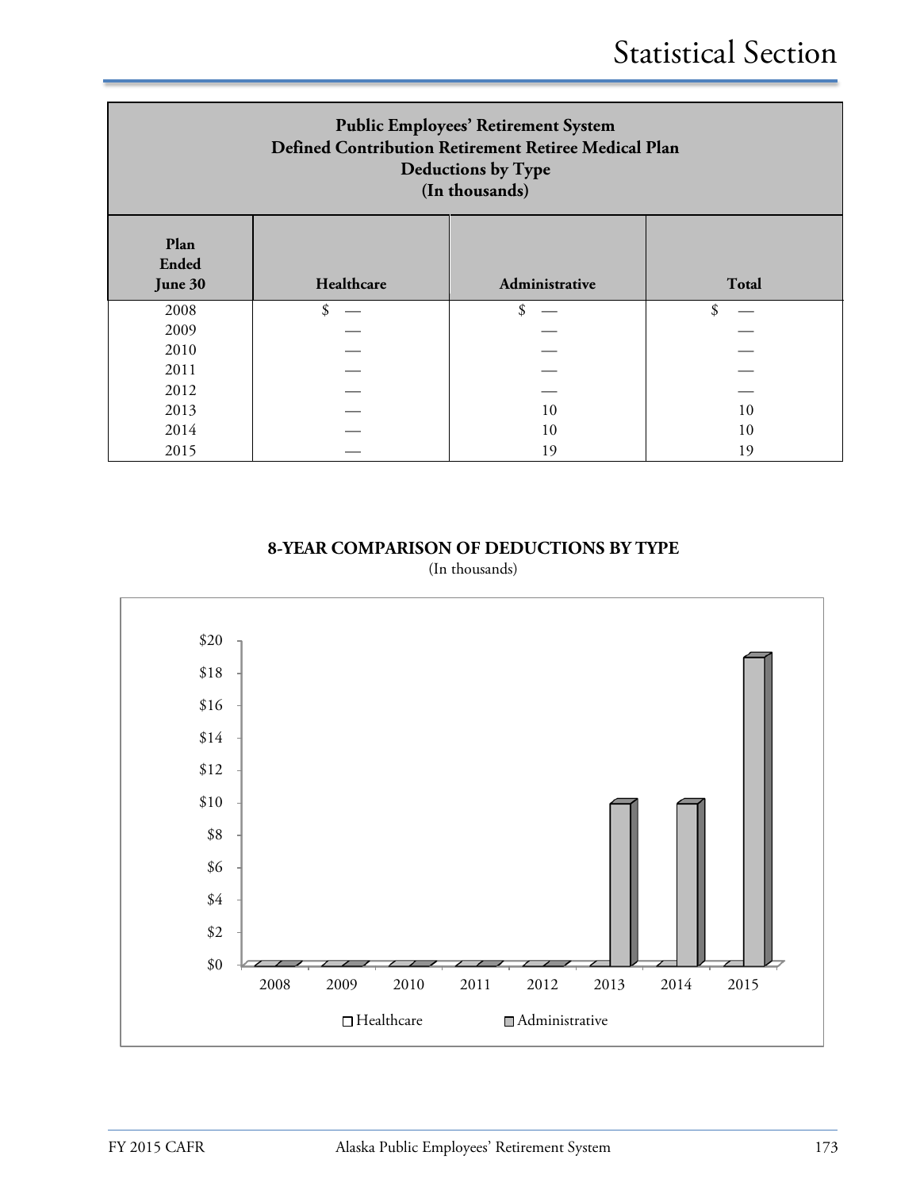# Statistical Section

| Public Employees' Retirement System<br>Defined Contribution Retirement Retiree Medical Plan<br>Deductions by Type<br>(In thousands) | | | |
|---|---|---|---|
| **Plan Ended June 30** | **Healthcare** | **Administrative** | **Total** |
| 2008 | $ — | $ — | $ — |
| 2009 | — | — | — |
| 2010 | — | — | — |
| 2011 | — | — | — |
| 2012 | — | — | — |
| 2013 | — | 10 | 10 |
| 2014 | — | 10 | 10 |
| 2015 | — | 19 | 19 |

**8-YEAR COMPARISON OF DEDUCTIONS BY TYPE**

(In thousands)

| Year | Healthcare | Administrative |
|---|---|---|
| 2008 | $0 | $0 |
| 2009 | $0 | $0 |
| 2010 | $0 | $0 |
| 2011 | $0 | $0 |
| 2012 | $0 | $0 |
| 2013 | $0 | $10 |
| 2014 | $0 | $10 |
| 2015 | $0 | $19 |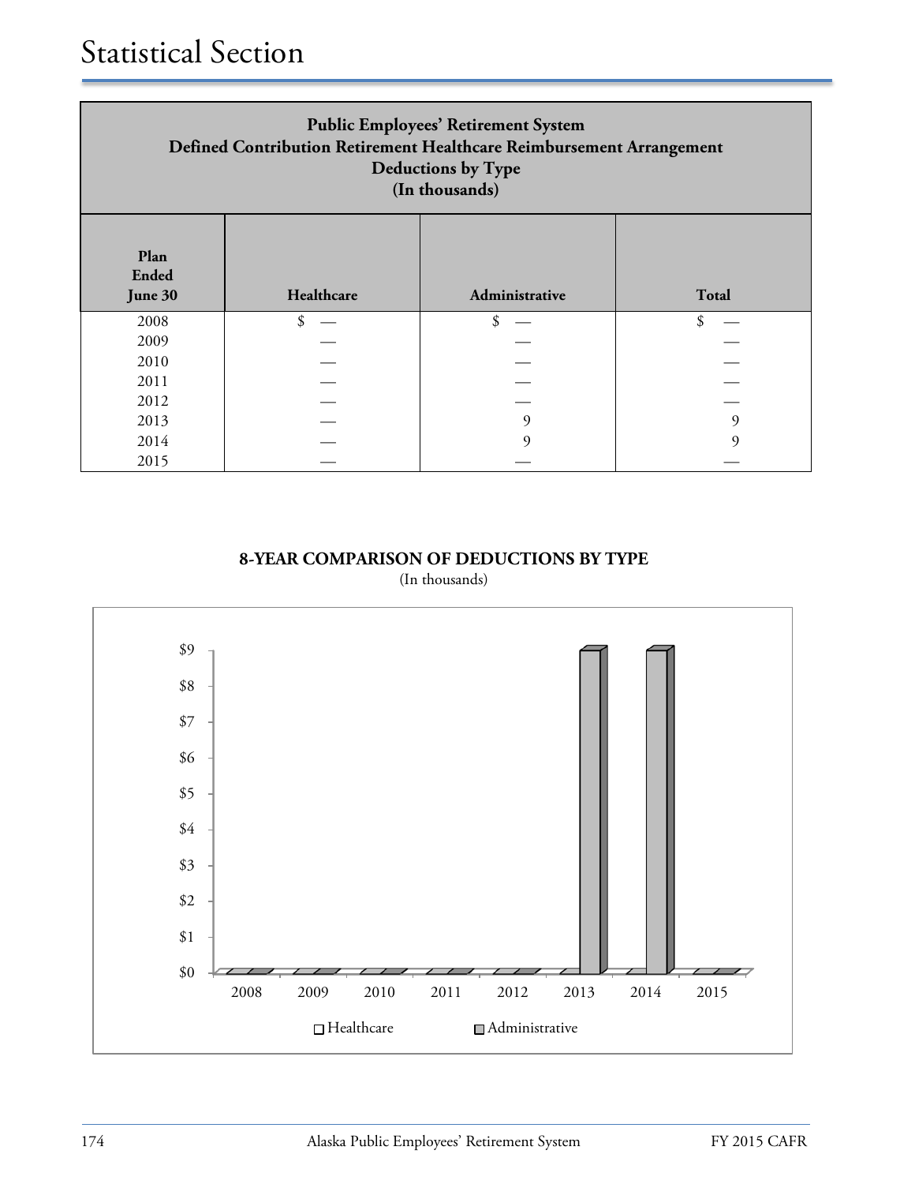# Statistical Section

| Public Employees' Retirement System<br>Defined Contribution Retirement Healthcare Reimbursement Arrangement<br>Deductions by Type<br>(In thousands) | | | |
|---|---|---|---|
| **Plan Ended June 30** | **Healthcare** | **Administrative** | **Total** |
| 2008 | $ — | $ — | $ — |
| 2009 | — | — | — |
| 2010 | — | — | — |
| 2011 | — | — | — |
| 2012 | — | — | — |
| 2013 | — | 9 | 9 |
| 2014 | — | 9 | 9 |
| 2015 | — | — | — |

**8-YEAR COMPARISON OF DEDUCTIONS BY TYPE**

(In thousands)

$9
$8
$7
$6
$5
$4
$3
$2
$1
$0

2008 2009 2010 2011 2012 2013 2014 2015

Healthcare Administrative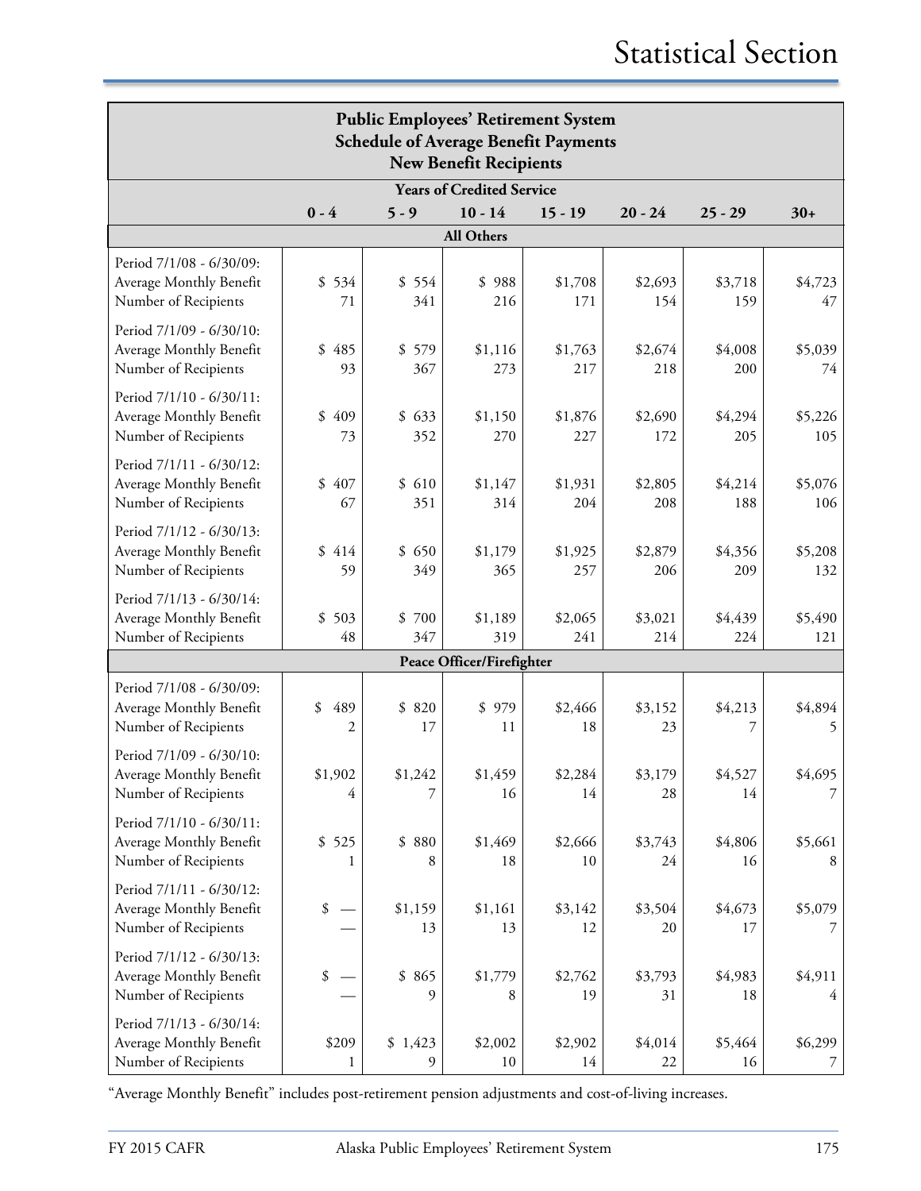# Statistical Section

| Public Employees' Retirement System<br>Schedule of Average Benefit Payments<br>New Benefit Recipients | | | | | | | |
|---|---|---|---|---|---|---|---|
| | Years of Credited Service | | | | | | |
| | 0 - 4 | 5 - 9 | 10 - 14 | 15 - 19 | 20 - 24 | 25 - 29 | 30+ |
| **All Others** | | | | | | | |
| Period 7/1/08 - 6/30/09: | | | | | | | |
| Average Monthly Benefit | $ 534 | $ 554 | $ 988 | $1,708 | $2,693 | $3,718 | $4,723 |
| Number of Recipients | 71 | 341 | 216 | 171 | 154 | 159 | 47 |
| Period 7/1/09 - 6/30/10: | | | | | | | |
| Average Monthly Benefit | $ 485 | $ 579 | $1,116 | $1,763 | $2,674 | $4,008 | $5,039 |
| Number of Recipients | 93 | 367 | 273 | 217 | 218 | 200 | 74 |
| Period 7/1/10 - 6/30/11: | | | | | | | |
| Average Monthly Benefit | $ 409 | $ 633 | $1,150 | $1,876 | $2,690 | $4,294 | $5,226 |
| Number of Recipients | 73 | 352 | 270 | 227 | 172 | 205 | 105 |
| Period 7/1/11 - 6/30/12: | | | | | | | |
| Average Monthly Benefit | $ 407 | $ 610 | $1,147 | $1,931 | $2,805 | $4,214 | $5,076 |
| Number of Recipients | 67 | 351 | 314 | 204 | 208 | 188 | 106 |
| Period 7/1/12 - 6/30/13: | | | | | | | |
| Average Monthly Benefit | $ 414 | $ 650 | $1,179 | $1,925 | $2,879 | $4,356 | $5,208 |
| Number of Recipients | 59 | 349 | 365 | 257 | 206 | 209 | 132 |
| Period 7/1/13 - 6/30/14: | | | | | | | |
| Average Monthly Benefit | $ 503 | $ 700 | $1,189 | $2,065 | $3,021 | $4,439 | $5,490 |
| Number of Recipients | 48 | 347 | 319 | 241 | 214 | 224 | 121 |
| **Peace Officer/Firefighter** | | | | | | | |
| Period 7/1/08 - 6/30/09: | | | | | | | |
| Average Monthly Benefit | $ 489 | $ 820 | $ 979 | $2,466 | $3,152 | $4,213 | $4,894 |
| Number of Recipients | 2 | 17 | 11 | 18 | 23 | 7 | 5 |
| Period 7/1/09 - 6/30/10: | | | | | | | |
| Average Monthly Benefit | $1,902 | $1,242 | $1,459 | $2,284 | $3,179 | $4,527 | $4,695 |
| Number of Recipients | 4 | 7 | 16 | 14 | 28 | 14 | 7 |
| Period 7/1/10 - 6/30/11: | | | | | | | |
| Average Monthly Benefit | $ 525 | $ 880 | $1,469 | $2,666 | $3,743 | $4,806 | $5,661 |
| Number of Recipients | 1 | 8 | 18 | 10 | 24 | 16 | 8 |
| Period 7/1/11 - 6/30/12: | | | | | | | |
| Average Monthly Benefit | $ — | $1,159 | $1,161 | $3,142 | $3,504 | $4,673 | $5,079 |
| Number of Recipients | — | 13 | 13 | 12 | 20 | 17 | 7 |
| Period 7/1/12 - 6/30/13: | | | | | | | |
| Average Monthly Benefit | $ — | $ 865 | $1,779 | $2,762 | $3,793 | $4,983 | $4,911 |
| Number of Recipients | — | 9 | 8 | 19 | 31 | 18 | 4 |
| Period 7/1/13 - 6/30/14: | | | | | | | |
| Average Monthly Benefit | $209 | $ 1,423 | $2,002 | $2,902 | $4,014 | $5,464 | $6,299 |
| Number of Recipients | 1 | 9 | 10 | 14 | 22 | 16 | 7 |

"Average Monthly Benefit" includes post-retirement pension adjustments and cost-of-living increases.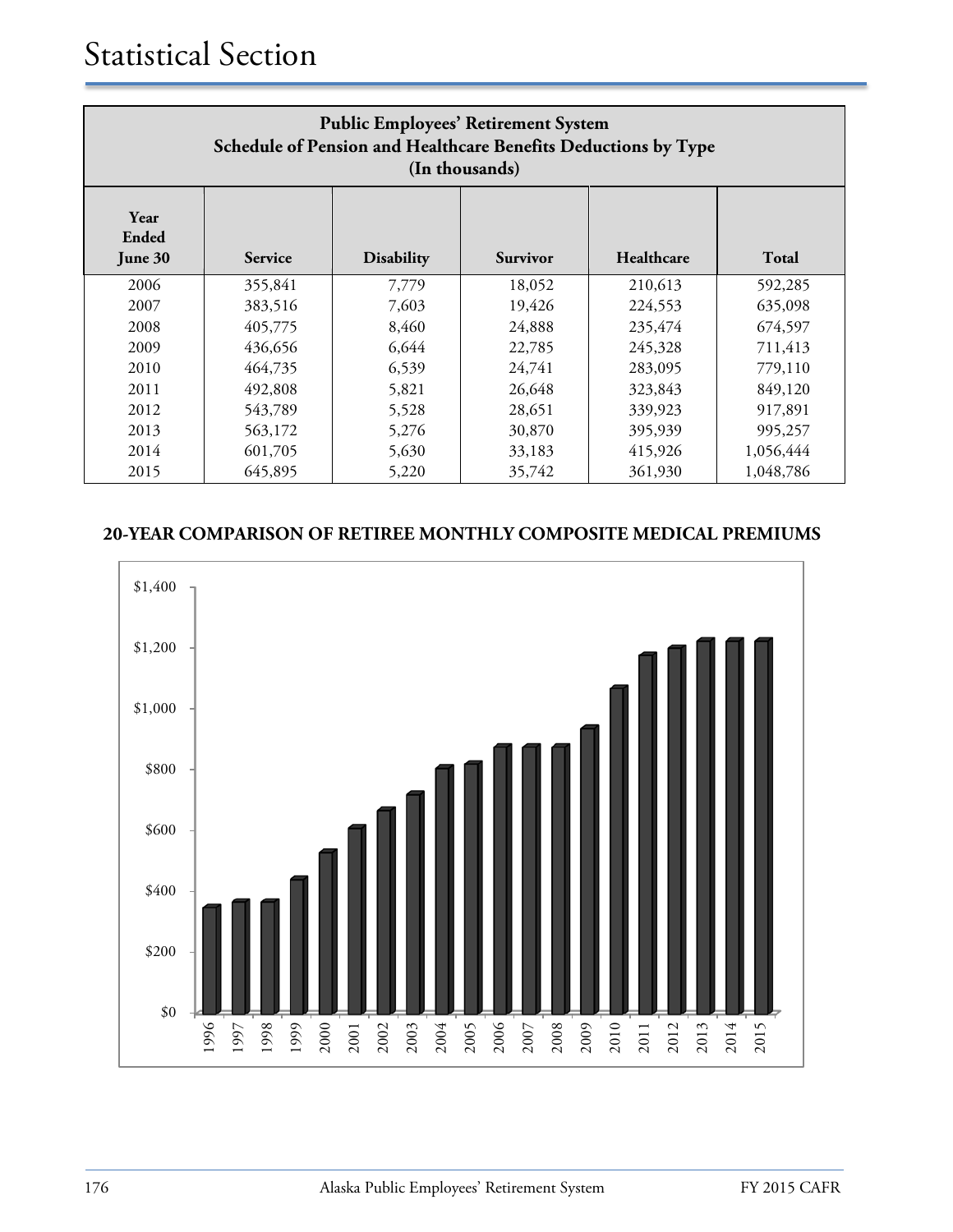# Statistical Section

**Public Employees' Retirement System**
**Schedule of Pension and Healthcare Benefits Deductions by Type**
**(In thousands)**

| Year Ended June 30 | Service | Disability | Survivor | Healthcare | Total |
|---|---|---|---|---|---|
| 2006 | 355,841 | 7,779 | 18,052 | 210,613 | 592,285 |
| 2007 | 383,516 | 7,603 | 19,426 | 224,553 | 635,098 |
| 2008 | 405,775 | 8,460 | 24,888 | 235,474 | 674,597 |
| 2009 | 436,656 | 6,644 | 22,785 | 245,328 | 711,413 |
| 2010 | 464,735 | 6,539 | 24,741 | 283,095 | 779,110 |
| 2011 | 492,808 | 5,821 | 26,648 | 323,843 | 849,120 |
| 2012 | 543,789 | 5,528 | 28,651 | 339,923 | 917,891 |
| 2013 | 563,172 | 5,276 | 30,870 | 395,939 | 995,257 |
| 2014 | 601,705 | 5,630 | 33,183 | 415,926 | 1,056,444 |
| 2015 | 645,895 | 5,220 | 35,742 | 361,930 | 1,048,786 |

**20-YEAR COMPARISON OF RETIREE MONTHLY COMPOSITE MEDICAL PREMIUMS**

$1,400
$1,200
$1,000
$800
$600
$400
$200
$0

1996 1997 1998 1999 2000 2001 2002 2003 2004 2005 2006 2007 2008 2009 2010 2011 2012 2013 2014 2015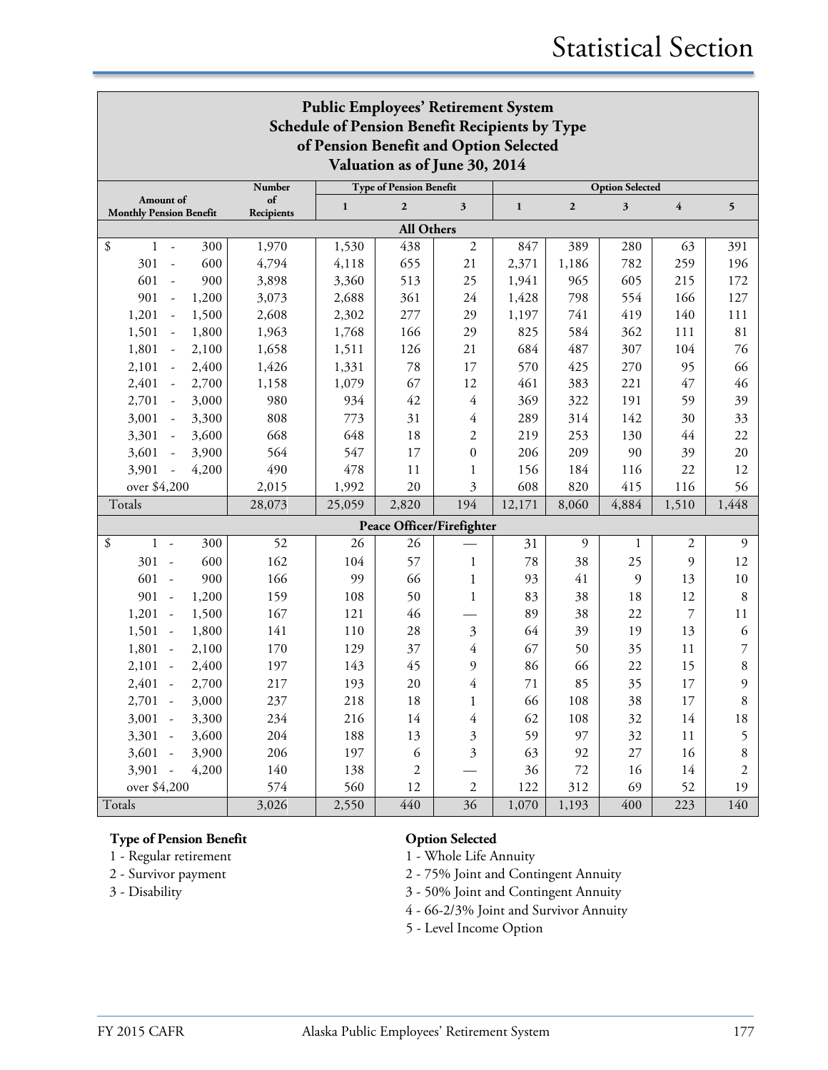# Statistical Section

| Public Employees' Retirement System<br>Schedule of Pension Benefit Recipients by Type of Pension Benefit and Option Selected<br>Valuation as of June 30, 2014 | | | | | | | | | |
|---|---|---|---|---|---|---|---|---|---|
| Amount of Monthly Pension Benefit | Number of Recipients | Type of Pension Benefit | | | Option Selected | | | | |
| | | 1 | 2 | 3 | 1 | 2 | 3 | 4 | 5 |
| **All Others** | | | | | | | | | |
| $ 1 - 300 | 1,970 | 1,530 | 438 | 2 | 847 | 389 | 280 | 63 | 391 |
| 301 - 600 | 4,794 | 4,118 | 655 | 21 | 2,371 | 1,186 | 782 | 259 | 196 |
| 601 - 900 | 3,898 | 3,360 | 513 | 25 | 1,941 | 965 | 605 | 215 | 172 |
| 901 - 1,200 | 3,073 | 2,688 | 361 | 24 | 1,428 | 798 | 554 | 166 | 127 |
| 1,201 - 1,500 | 2,608 | 2,302 | 277 | 29 | 1,197 | 741 | 419 | 140 | 111 |
| 1,501 - 1,800 | 1,963 | 1,768 | 166 | 29 | 825 | 584 | 362 | 111 | 81 |
| 1,801 - 2,100 | 1,658 | 1,511 | 126 | 21 | 684 | 487 | 307 | 104 | 76 |
| 2,101 - 2,400 | 1,426 | 1,331 | 78 | 17 | 570 | 425 | 270 | 95 | 66 |
| 2,401 - 2,700 | 1,158 | 1,079 | 67 | 12 | 461 | 383 | 221 | 47 | 46 |
| 2,701 - 3,000 | 980 | 934 | 42 | 4 | 369 | 322 | 191 | 59 | 39 |
| 3,001 - 3,300 | 808 | 773 | 31 | 4 | 289 | 314 | 142 | 30 | 33 |
| 3,301 - 3,600 | 668 | 648 | 18 | 2 | 219 | 253 | 130 | 44 | 22 |
| 3,601 - 3,900 | 564 | 547 | 17 | 0 | 206 | 209 | 90 | 39 | 20 |
| 3,901 - 4,200 | 490 | 478 | 11 | 1 | 156 | 184 | 116 | 22 | 12 |
| over $4,200 | 2,015 | 1,992 | 20 | 3 | 608 | 820 | 415 | 116 | 56 |
| Totals | 28,073 | 25,059 | 2,820 | 194 | 12,171 | 8,060 | 4,884 | 1,510 | 1,448 |
| **Peace Officer/Firefighter** | | | | | | | | | |
| $ 1 - 300 | 52 | 26 | 26 | — | 31 | 9 | 1 | 2 | 9 |
| 301 - 600 | 162 | 104 | 57 | 1 | 78 | 38 | 25 | 9 | 12 |
| 601 - 900 | 166 | 99 | 66 | 1 | 93 | 41 | 9 | 13 | 10 |
| 901 - 1,200 | 159 | 108 | 50 | 1 | 83 | 38 | 18 | 12 | 8 |
| 1,201 - 1,500 | 167 | 121 | 46 | — | 89 | 38 | 22 | 7 | 11 |
| 1,501 - 1,800 | 141 | 110 | 28 | 3 | 64 | 39 | 19 | 13 | 6 |
| 1,801 - 2,100 | 170 | 129 | 37 | 4 | 67 | 50 | 35 | 11 | 7 |
| 2,101 - 2,400 | 197 | 143 | 45 | 9 | 86 | 66 | 22 | 15 | 8 |
| 2,401 - 2,700 | 217 | 193 | 20 | 4 | 71 | 85 | 35 | 17 | 9 |
| 2,701 - 3,000 | 237 | 218 | 18 | 1 | 66 | 108 | 38 | 17 | 8 |
| 3,001 - 3,300 | 234 | 216 | 14 | 4 | 62 | 108 | 32 | 14 | 18 |
| 3,301 - 3,600 | 204 | 188 | 13 | 3 | 59 | 97 | 32 | 11 | 5 |
| 3,601 - 3,900 | 206 | 197 | 6 | 3 | 63 | 92 | 27 | 16 | 8 |
| 3,901 - 4,200 | 140 | 138 | 2 | — | 36 | 72 | 16 | 14 | 2 |
| over $4,200 | 574 | 560 | 12 | 2 | 122 | 312 | 69 | 52 | 19 |
| Totals | 3,026 | 2,550 | 440 | 36 | 1,070 | 1,193 | 400 | 223 | 140 |

**Type of Pension Benefit**
1 - Regular retirement
2 - Survivor payment
3 - Disability

**Option Selected**
1 - Whole Life Annuity
2 - 75% Joint and Contingent Annuity
3 - 50% Joint and Contingent Annuity
4 - 66-2/3% Joint and Survivor Annuity
5 - Level Income Option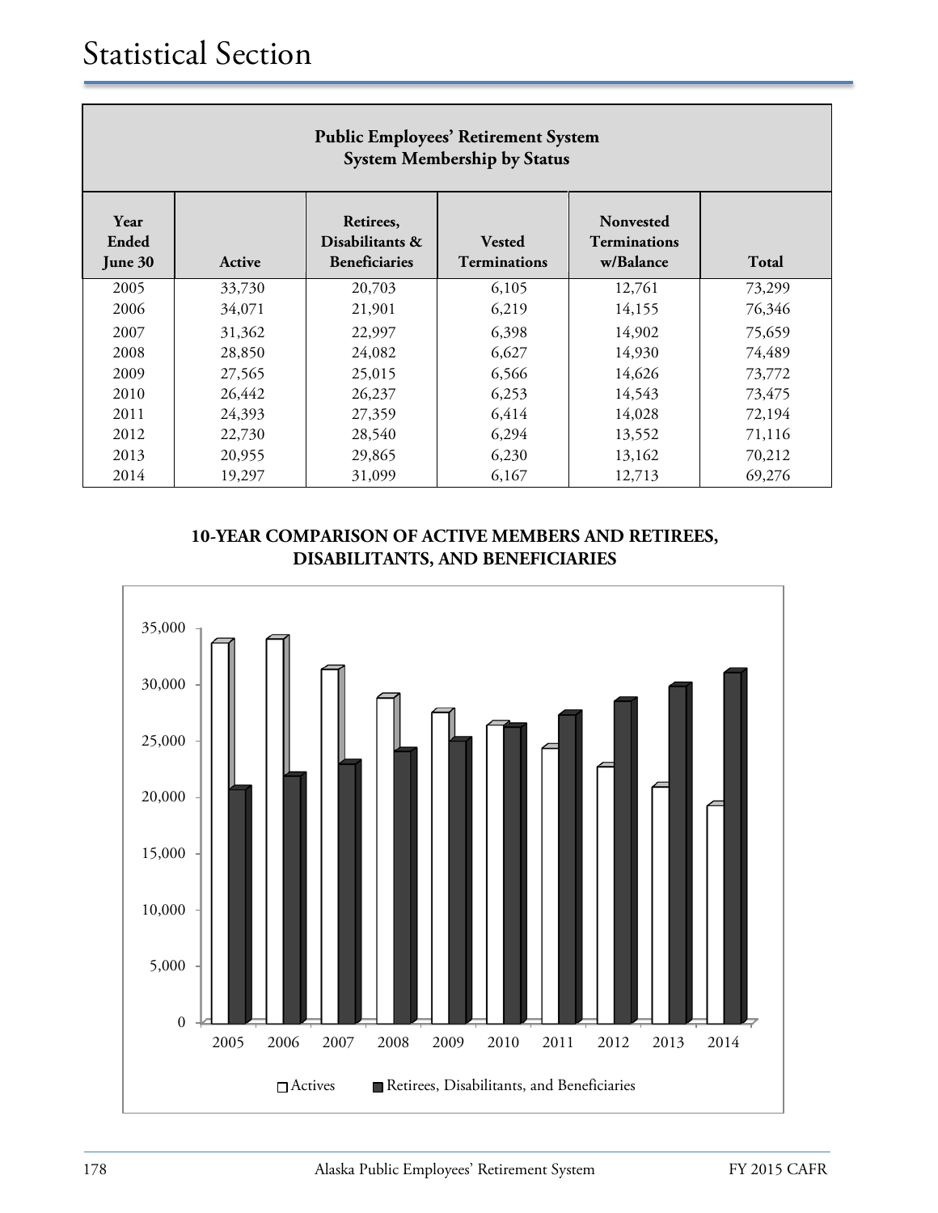# Statistical Section

| Public Employees' Retirement System<br>System Membership by Status | | | | | |
|---|---|---|---|---|---|
| Year Ended June 30 | Active | Retirees, Disabilitants & Beneficiaries | Vested Terminations | Nonvested Terminations w/Balance | Total |
| 2005 | 33,730 | 20,703 | 6,105 | 12,761 | 73,299 |
| 2006 | 34,071 | 21,901 | 6,219 | 14,155 | 76,346 |
| 2007 | 31,362 | 22,997 | 6,398 | 14,902 | 75,659 |
| 2008 | 28,850 | 24,082 | 6,627 | 14,930 | 74,489 |
| 2009 | 27,565 | 25,015 | 6,566 | 14,626 | 73,772 |
| 2010 | 26,442 | 26,237 | 6,253 | 14,543 | 73,475 |
| 2011 | 24,393 | 27,359 | 6,414 | 14,028 | 72,194 |
| 2012 | 22,730 | 28,540 | 6,294 | 13,552 | 71,116 |
| 2013 | 20,955 | 29,865 | 6,230 | 13,162 | 70,212 |
| 2014 | 19,297 | 31,099 | 6,167 | 12,713 | 69,276 |

**10-YEAR COMPARISON OF ACTIVE MEMBERS AND RETIREES, DISABILITANTS, AND BENEFICIARIES**

35,000
30,000
25,000
20,000
15,000
10,000
5,000
0

2005 2006 2007 2008 2009 2010 2011 2012 2013 2014

Actives
Retirees, Disabilitants, and Beneficiaries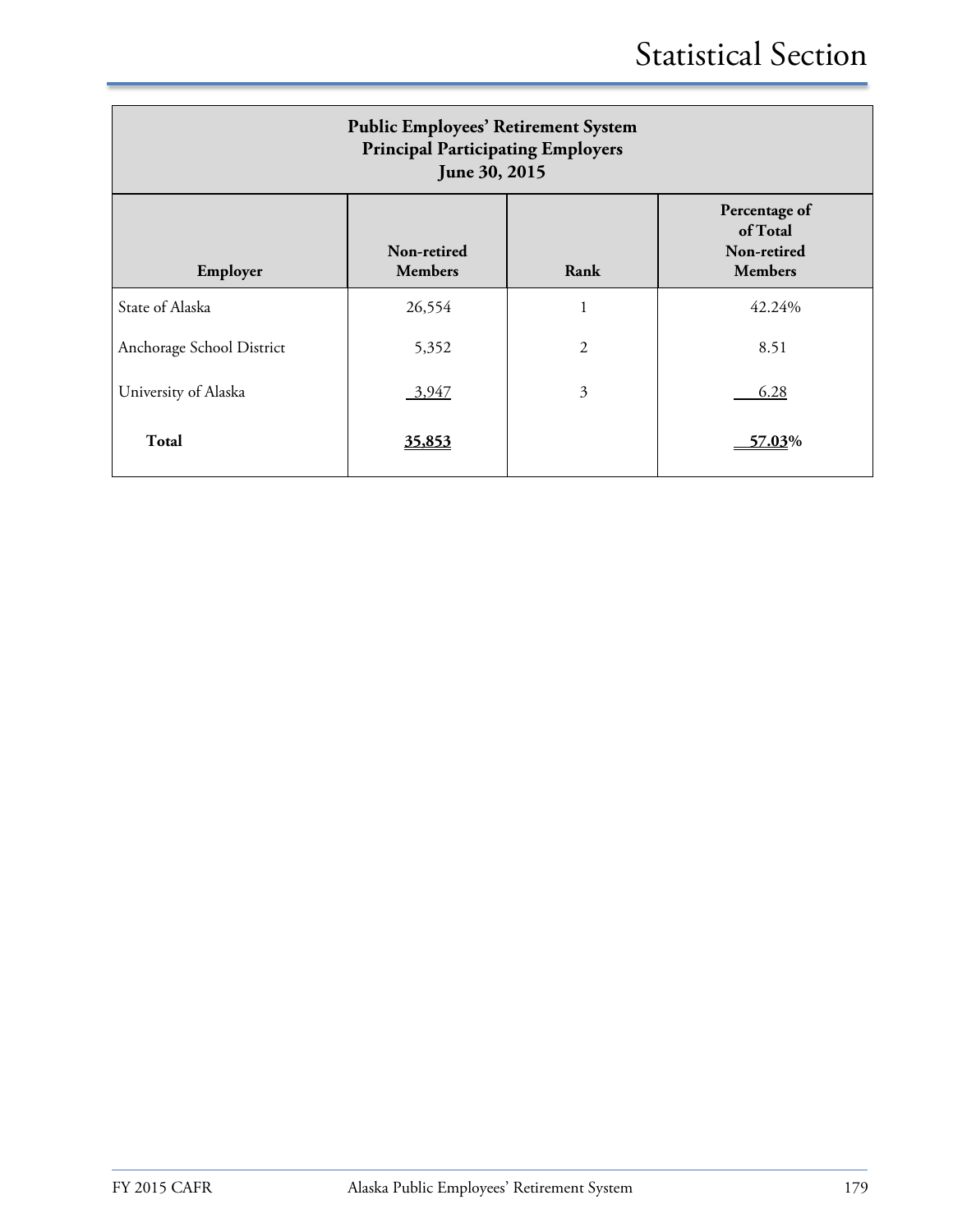## Public Employees' Retirement System
## Principal Participating Employers
## June 30, 2015

| Employer | Non-retired Members | Rank | Percentage of of Total Non-retired Members |
|---|---|---|---|
| State of Alaska | 26,554 | 1 | 42.24% |
| Anchorage School District | 5,352 | 2 | 8.51 |
| University of Alaska | 3,947 | 3 | 6.28 |
| **Total** | **35,853** | | **57.03%** |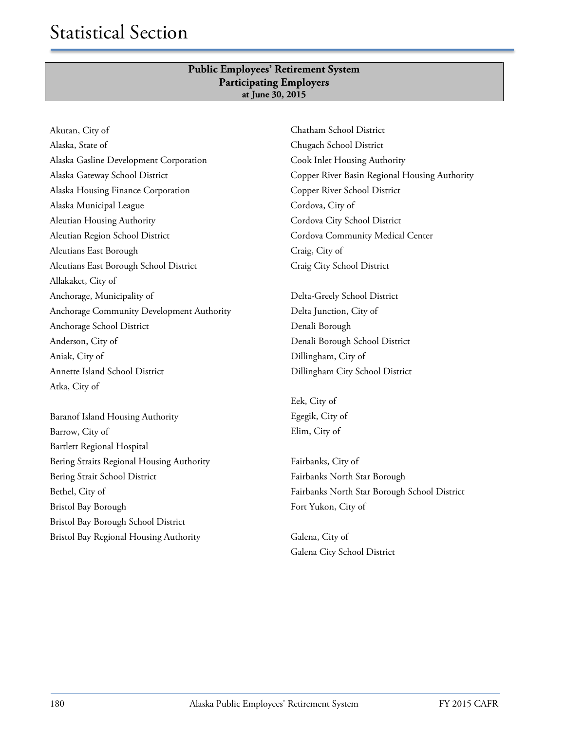# Statistical Section

## Public Employees' Retirement System
### Participating Employers
**at June 30, 2015**

Akutan, City of
Alaska, State of
Alaska Gasline Development Corporation
Alaska Gateway School District
Alaska Housing Finance Corporation
Alaska Municipal League
Aleutian Housing Authority
Aleutian Region School District
Aleutians East Borough
Aleutians East Borough School District
Allakaket, City of
Anchorage, Municipality of
Anchorage Community Development Authority
Anchorage School District
Anderson, City of
Aniak, City of
Annette Island School District
Atka, City of

Baranof Island Housing Authority
Barrow, City of
Bartlett Regional Hospital
Bering Straits Regional Housing Authority
Bering Strait School District
Bethel, City of
Bristol Bay Borough
Bristol Bay Borough School District
Bristol Bay Regional Housing Authority

Chatham School District
Chugach School District
Cook Inlet Housing Authority
Copper River Basin Regional Housing Authority
Copper River School District
Cordova, City of
Cordova City School District
Cordova Community Medical Center
Craig, City of
Craig City School District

Delta-Greely School District
Delta Junction, City of
Denali Borough
Denali Borough School District
Dillingham, City of
Dillingham City School District

Eek, City of
Egegik, City of
Elim, City of

Fairbanks, City of
Fairbanks North Star Borough
Fairbanks North Star Borough School District
Fort Yukon, City of

Galena, City of
Galena City School District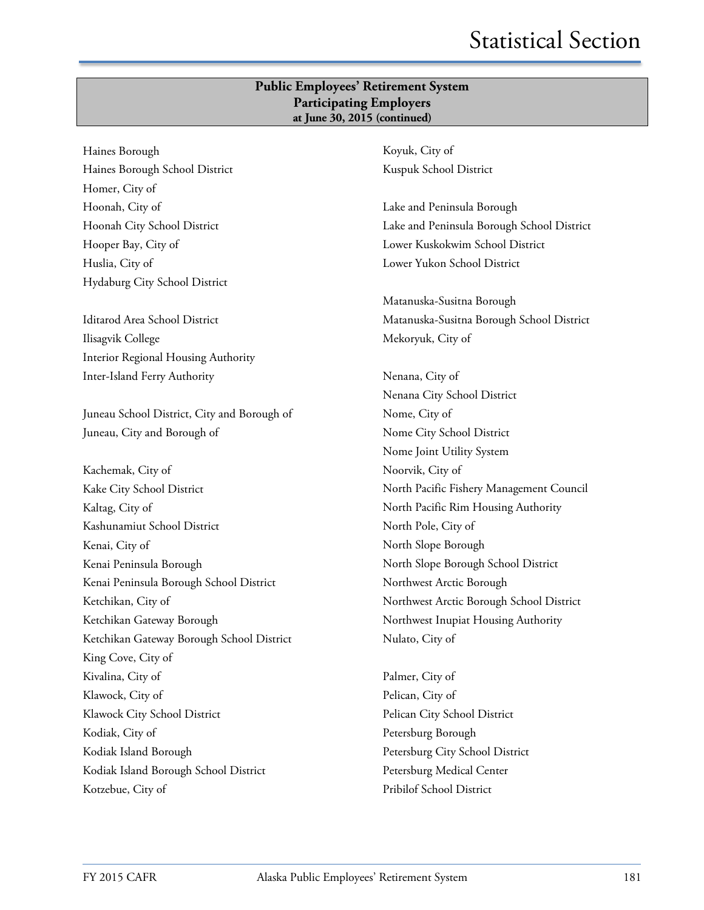**Public Employees' Retirement System**
**Participating Employers**
**at June 30, 2015 (continued)**

Haines Borough
Haines Borough School District
Homer, City of
Hoonah, City of
Hoonah City School District
Hooper Bay, City of
Huslia, City of
Hydaburg City School District

Iditarod Area School District
Ilisagvik College
Interior Regional Housing Authority
Inter-Island Ferry Authority

Juneau School District, City and Borough of
Juneau, City and Borough of

Kachemak, City of
Kake City School District
Kaltag, City of
Kashunamiut School District
Kenai, City of
Kenai Peninsula Borough
Kenai Peninsula Borough School District
Ketchikan, City of
Ketchikan Gateway Borough
Ketchikan Gateway Borough School District
King Cove, City of
Kivalina, City of
Klawock, City of
Klawock City School District
Kodiak, City of
Kodiak Island Borough
Kodiak Island Borough School District
Kotzebue, City of
Koyuk, City of
Kuspuk School District

Lake and Peninsula Borough
Lake and Peninsula Borough School District
Lower Kuskokwim School District
Lower Yukon School District

Matanuska-Susitna Borough
Matanuska-Susitna Borough School District
Mekoryuk, City of

Nenana, City of
Nenana City School District
Nome, City of
Nome City School District
Nome Joint Utility System
Noorvik, City of
North Pacific Fishery Management Council
North Pacific Rim Housing Authority
North Pole, City of
North Slope Borough
North Slope Borough School District
Northwest Arctic Borough
Northwest Arctic Borough School District
Northwest Inupiat Housing Authority
Nulato, City of

Palmer, City of
Pelican, City of
Pelican City School District
Petersburg Borough
Petersburg City School District
Petersburg Medical Center
Pribilof School District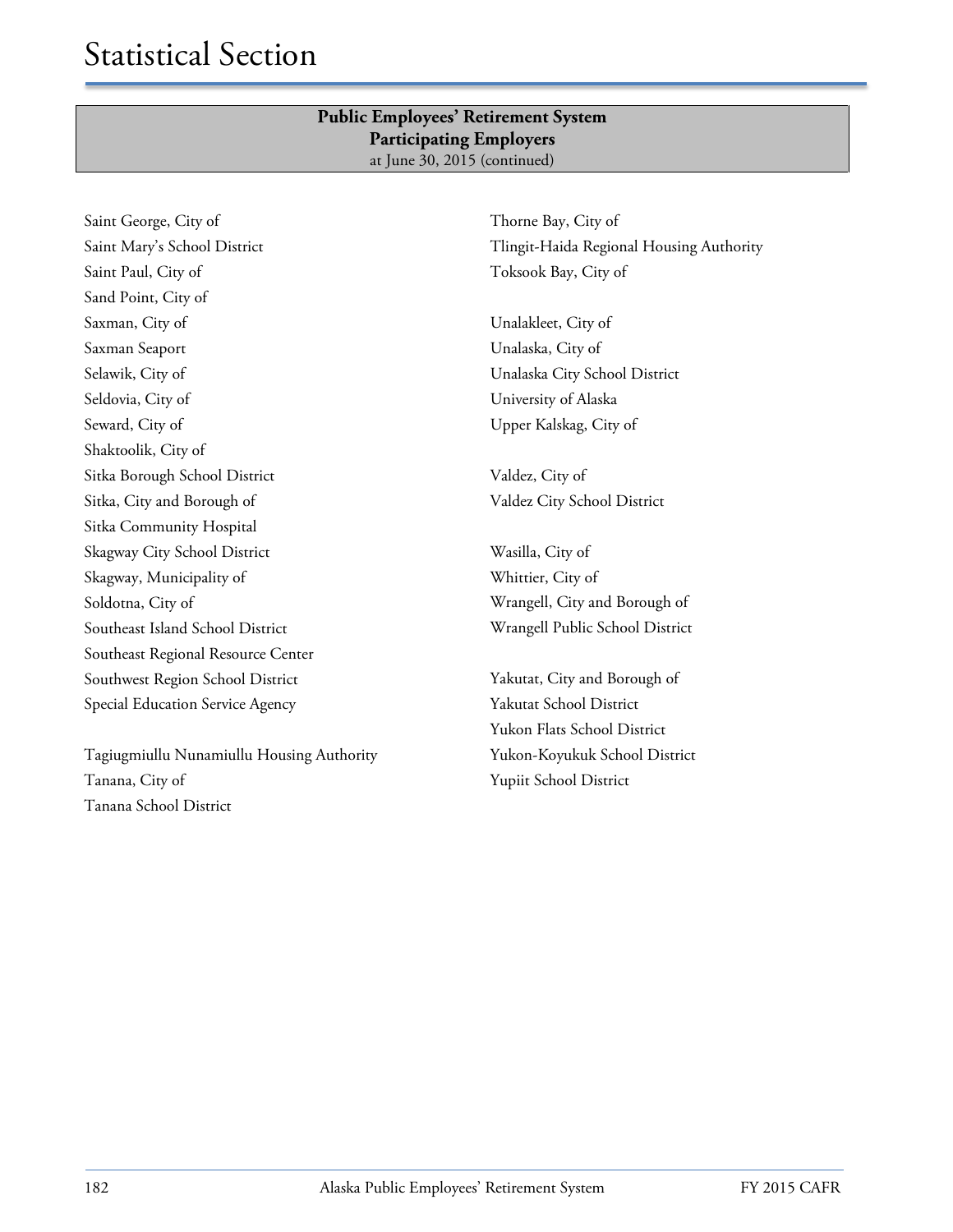**Public Employees' Retirement System**
**Participating Employers**
at June 30, 2015 (continued)

Saint George, City of
Saint Mary's School District
Saint Paul, City of
Sand Point, City of
Saxman, City of
Saxman Seaport
Selawik, City of
Seldovia, City of
Seward, City of
Shaktoolik, City of
Sitka Borough School District
Sitka, City and Borough of
Sitka Community Hospital
Skagway City School District
Skagway, Municipality of
Soldotna, City of
Southeast Island School District
Southeast Regional Resource Center
Southwest Region School District
Special Education Service Agency

Tagiugmiullu Nunamiullu Housing Authority
Tanana, City of
Tanana School District
Thorne Bay, City of
Tlingit-Haida Regional Housing Authority
Toksook Bay, City of

Unalakleet, City of
Unalaska, City of
Unalaska City School District
University of Alaska
Upper Kalskag, City of

Valdez, City of
Valdez City School District

Wasilla, City of
Whittier, City of
Wrangell, City and Borough of
Wrangell Public School District

Yakutat, City and Borough of
Yakutat School District
Yukon Flats School District
Yukon-Koyukuk School District
Yupiit School District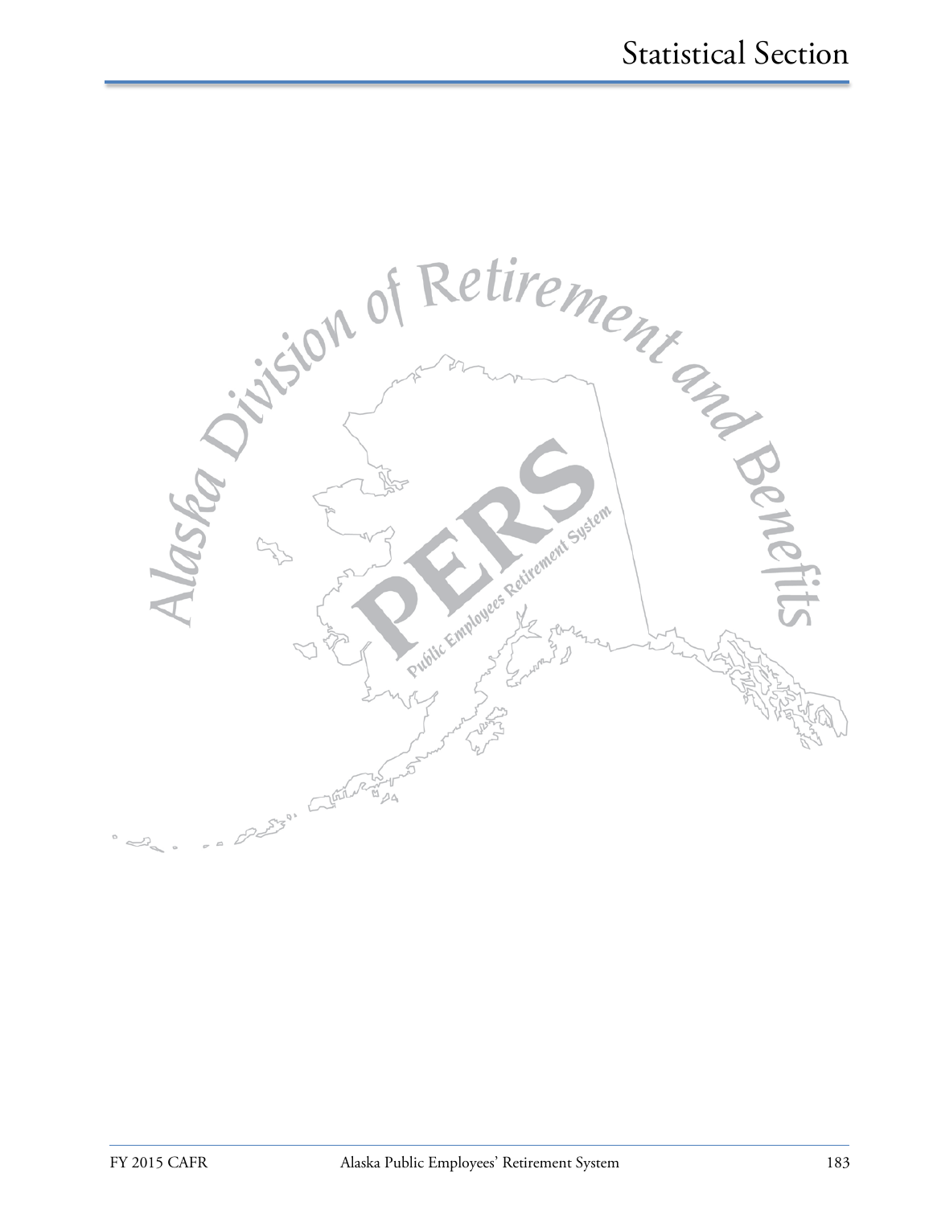# Statistical Section

Alaska Division of Retirement and Benefits

PERS

Public Employees Retirement System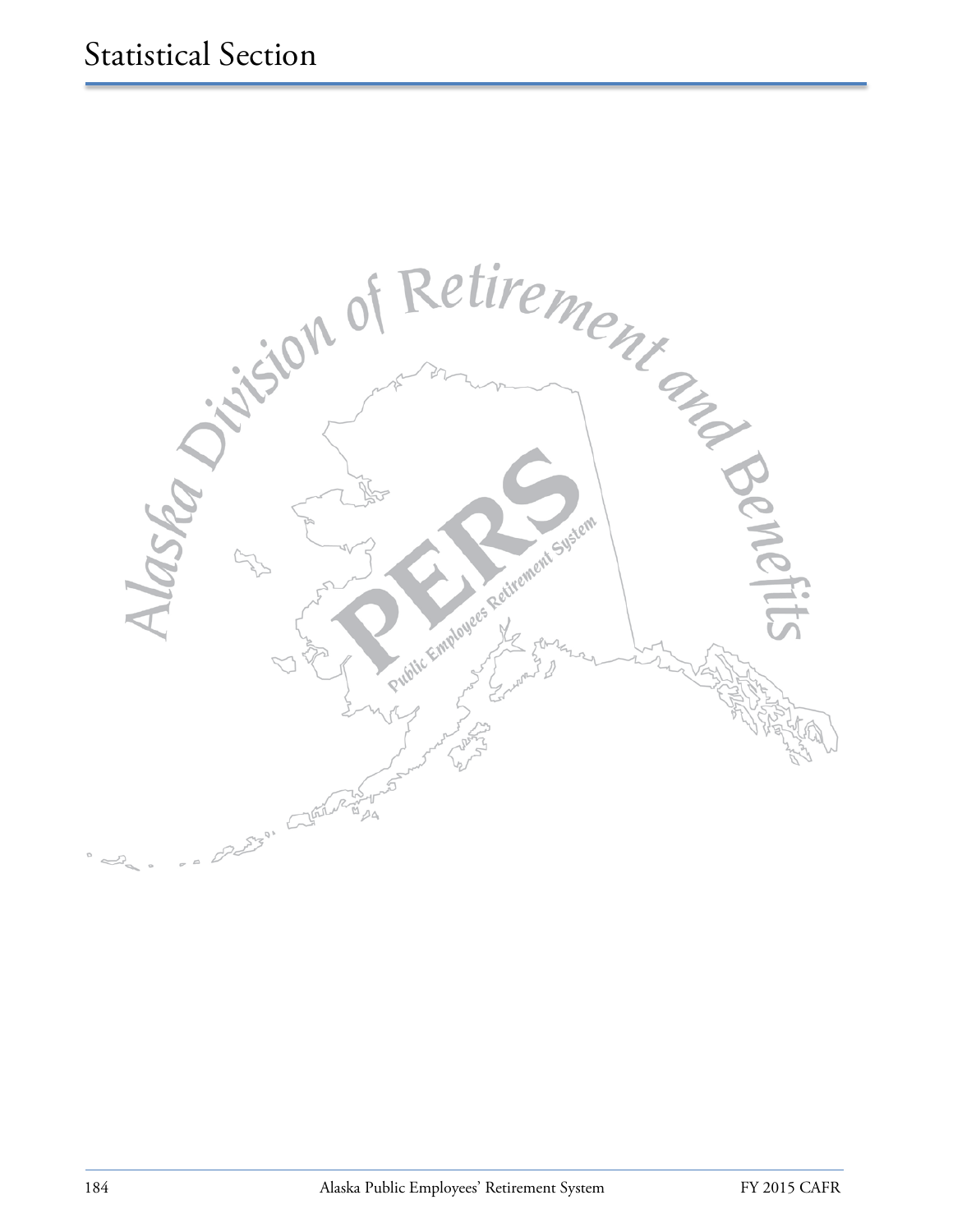# Statistical Section